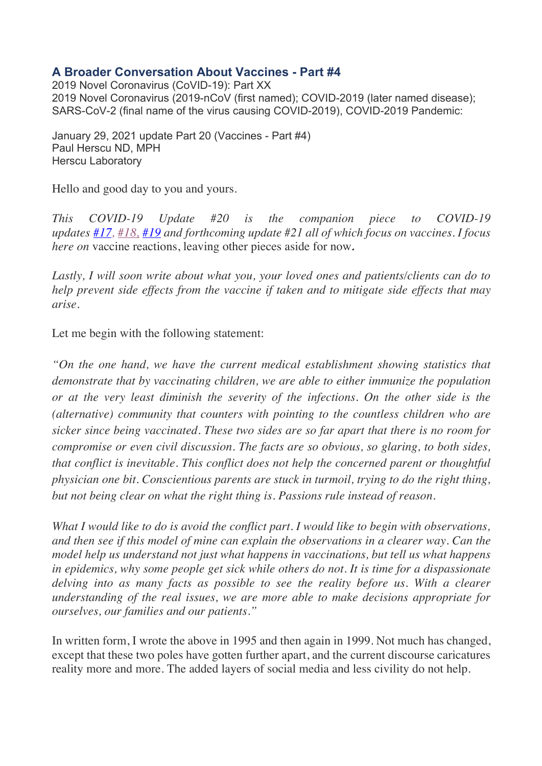## A Broader Conversation About Vaccines - Part #4

2019 Novel Coronavirus (CoVID-19): Part XX
2019 Novel Coronavirus (2019-nCoV (first named); COVID-2019 (later named disease); SARS-CoV-2 (final name of the virus causing COVID-2019), COVID-2019 Pandemic:

January 29, 2021 update Part 20 (Vaccines - Part #4)
Paul Herscu ND, MPH
Herscu Laboratory

Hello and good day to you and yours.

*This COVID-19 Update #20 is the companion piece to COVID-19 updates #17, #18, #19 and forthcoming update #21 all of which focus on vaccines. I focus here on* vaccine reactions, leaving other pieces aside for now**.**

*Lastly, I will soon write about what you, your loved ones and patients/clients can do to help prevent side effects from the vaccine if taken and to mitigate side effects that may arise.*

Let me begin with the following statement:

*"On the one hand, we have the current medical establishment showing statistics that demonstrate that by vaccinating children, we are able to either immunize the population or at the very least diminish the severity of the infections. On the other side is the (alternative) community that counters with pointing to the countless children who are sicker since being vaccinated. These two sides are so far apart that there is no room for compromise or even civil discussion. The facts are so obvious, so glaring, to both sides, that conflict is inevitable. This conflict does not help the concerned parent or thoughtful physician one bit. Conscientious parents are stuck in turmoil, trying to do the right thing, but not being clear on what the right thing is. Passions rule instead of reason.*

*What I would like to do is avoid the conflict part. I would like to begin with observations, and then see if this model of mine can explain the observations in a clearer way. Can the model help us understand not just what happens in vaccinations, but tell us what happens in epidemics, why some people get sick while others do not. It is time for a dispassionate delving into as many facts as possible to see the reality before us. With a clearer understanding of the real issues, we are more able to make decisions appropriate for ourselves, our families and our patients."*

In written form, I wrote the above in 1995 and then again in 1999. Not much has changed, except that these two poles have gotten further apart, and the current discourse caricatures reality more and more. The added layers of social media and less civility do not help.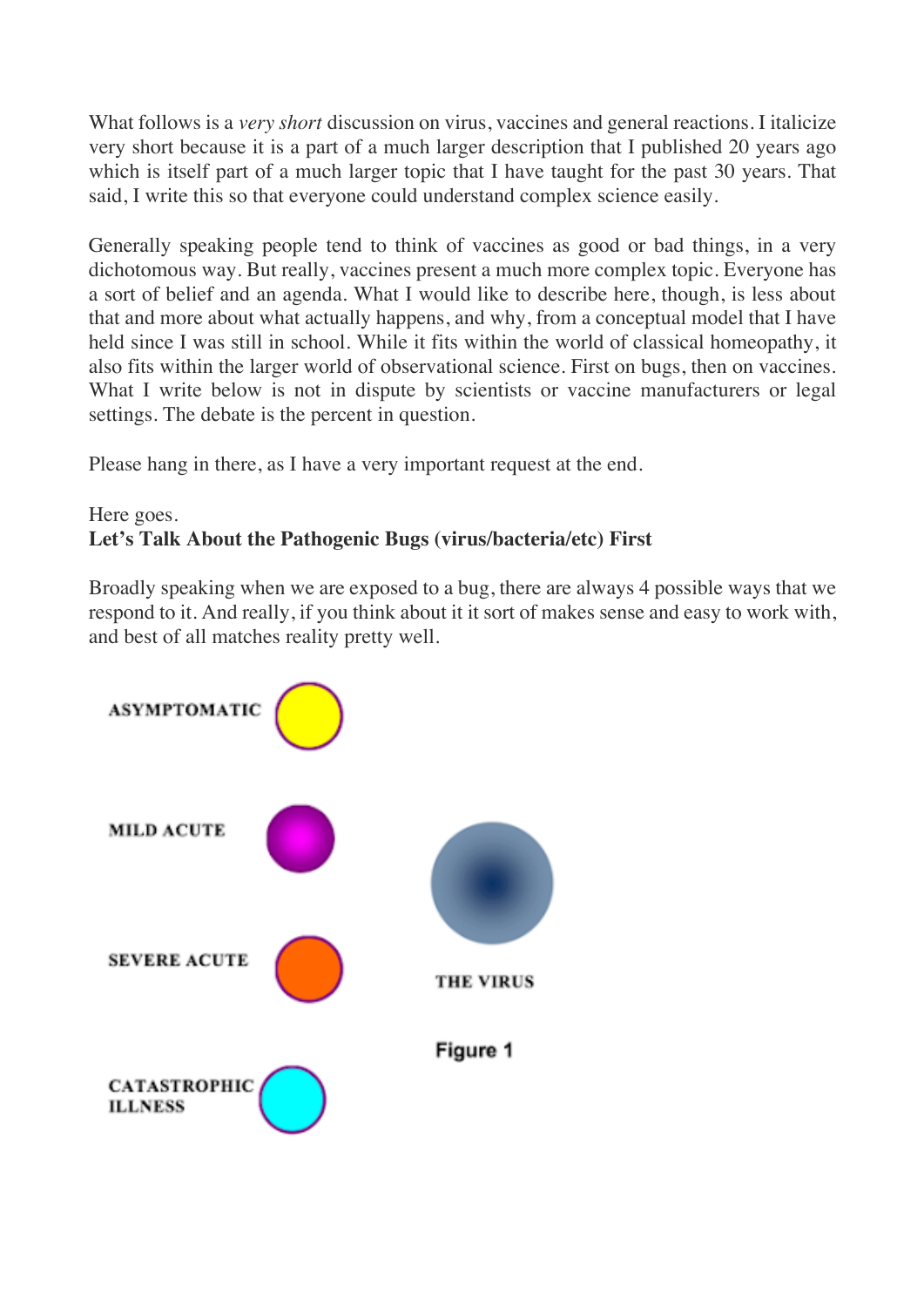What follows is a *very short* discussion on virus, vaccines and general reactions. I italicize very short because it is a part of a much larger description that I published 20 years ago which is itself part of a much larger topic that I have taught for the past 30 years. That said, I write this so that everyone could understand complex science easily.

Generally speaking people tend to think of vaccines as good or bad things, in a very dichotomous way. But really, vaccines present a much more complex topic. Everyone has a sort of belief and an agenda. What I would like to describe here, though, is less about that and more about what actually happens, and why, from a conceptual model that I have held since I was still in school. While it fits within the world of classical homeopathy, it also fits within the larger world of observational science. First on bugs, then on vaccines. What I write below is not in dispute by scientists or vaccine manufacturers or legal settings. The debate is the percent in question.

Please hang in there, as I have a very important request at the end.

Here goes.

**Let's Talk About the Pathogenic Bugs (virus/bacteria/etc) First**

Broadly speaking when we are exposed to a bug, there are always 4 possible ways that we respond to it. And really, if you think about it it sort of makes sense and easy to work with, and best of all matches reality pretty well.

ASYMPTOMATIC

MILD ACUTE

SEVERE ACUTE

CATASTROPHIC ILLNESS

THE VIRUS

Figure 1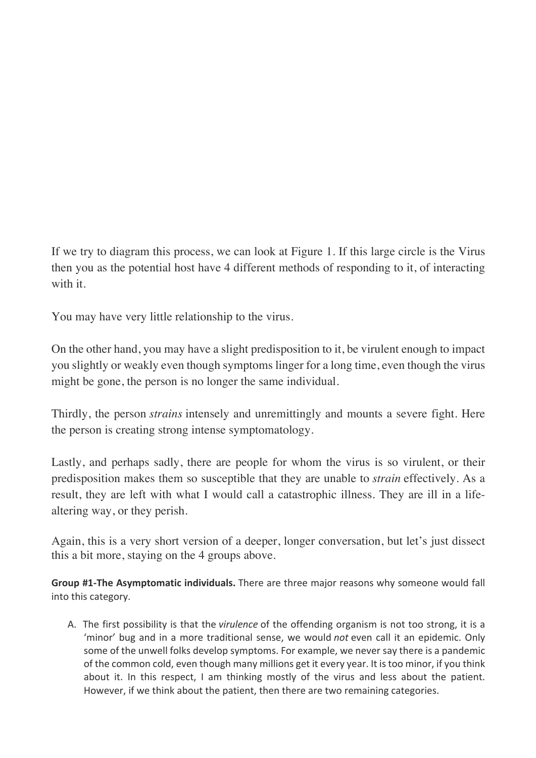If we try to diagram this process, we can look at Figure 1. If this large circle is the Virus then you as the potential host have 4 different methods of responding to it, of interacting with it.

You may have very little relationship to the virus.

On the other hand, you may have a slight predisposition to it, be virulent enough to impact you slightly or weakly even though symptoms linger for a long time, even though the virus might be gone, the person is no longer the same individual.

Thirdly, the person *strains* intensely and unremittingly and mounts a severe fight. Here the person is creating strong intense symptomatology.

Lastly, and perhaps sadly, there are people for whom the virus is so virulent, or their predisposition makes them so susceptible that they are unable to *strain* effectively. As a result, they are left with what I would call a catastrophic illness. They are ill in a life-altering way, or they perish.

Again, this is a very short version of a deeper, longer conversation, but let's just dissect this a bit more, staying on the 4 groups above.

**Group #1-The Asymptomatic individuals.** There are three major reasons why someone would fall into this category.

A. The first possibility is that the *virulence* of the offending organism is not too strong, it is a 'minor' bug and in a more traditional sense, we would *not* even call it an epidemic. Only some of the unwell folks develop symptoms. For example, we never say there is a pandemic of the common cold, even though many millions get it every year. It is too minor, if you think about it. In this respect, I am thinking mostly of the virus and less about the patient. However, if we think about the patient, then there are two remaining categories.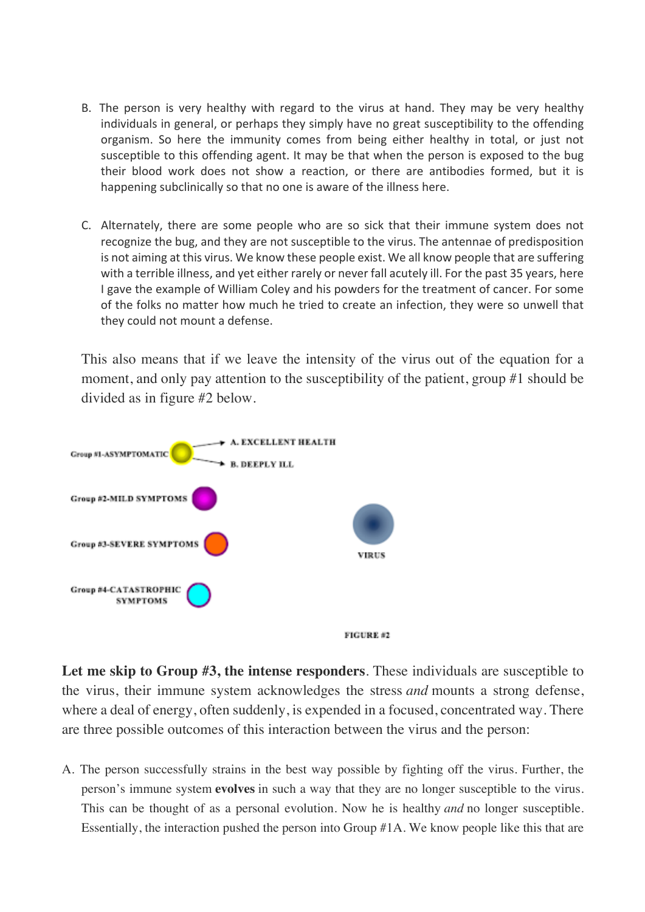B. The person is very healthy with regard to the virus at hand. They may be very healthy individuals in general, or perhaps they simply have no great susceptibility to the offending organism. So here the immunity comes from being either healthy in total, or just not susceptible to this offending agent. It may be that when the person is exposed to the bug their blood work does not show a reaction, or there are antibodies formed, but it is happening subclinically so that no one is aware of the illness here.

C. Alternately, there are some people who are so sick that their immune system does not recognize the bug, and they are not susceptible to the virus. The antennae of predisposition is not aiming at this virus. We know these people exist. We all know people that are suffering with a terrible illness, and yet either rarely or never fall acutely ill. For the past 35 years, here I gave the example of William Coley and his powders for the treatment of cancer. For some of the folks no matter how much he tried to create an infection, they were so unwell that they could not mount a defense.

This also means that if we leave the intensity of the virus out of the equation for a moment, and only pay attention to the susceptibility of the patient, group #1 should be divided as in figure #2 below.

Group #1-ASYMPTOMATIC → A. EXCELLENT HEALTH → B. DEEPLY ILL

Group #2-MILD SYMPTOMS

Group #3-SEVERE SYMPTOMS

Group #4-CATASTROPHIC SYMPTOMS

VIRUS

FIGURE #2

**Let me skip to Group #3, the intense responders**. These individuals are susceptible to the virus, their immune system acknowledges the stress *and* mounts a strong defense, where a deal of energy, often suddenly, is expended in a focused, concentrated way. There are three possible outcomes of this interaction between the virus and the person:

A. The person successfully strains in the best way possible by fighting off the virus. Further, the person's immune system **evolves** in such a way that they are no longer susceptible to the virus. This can be thought of as a personal evolution. Now he is healthy *and* no longer susceptible. Essentially, the interaction pushed the person into Group #1A. We know people like this that are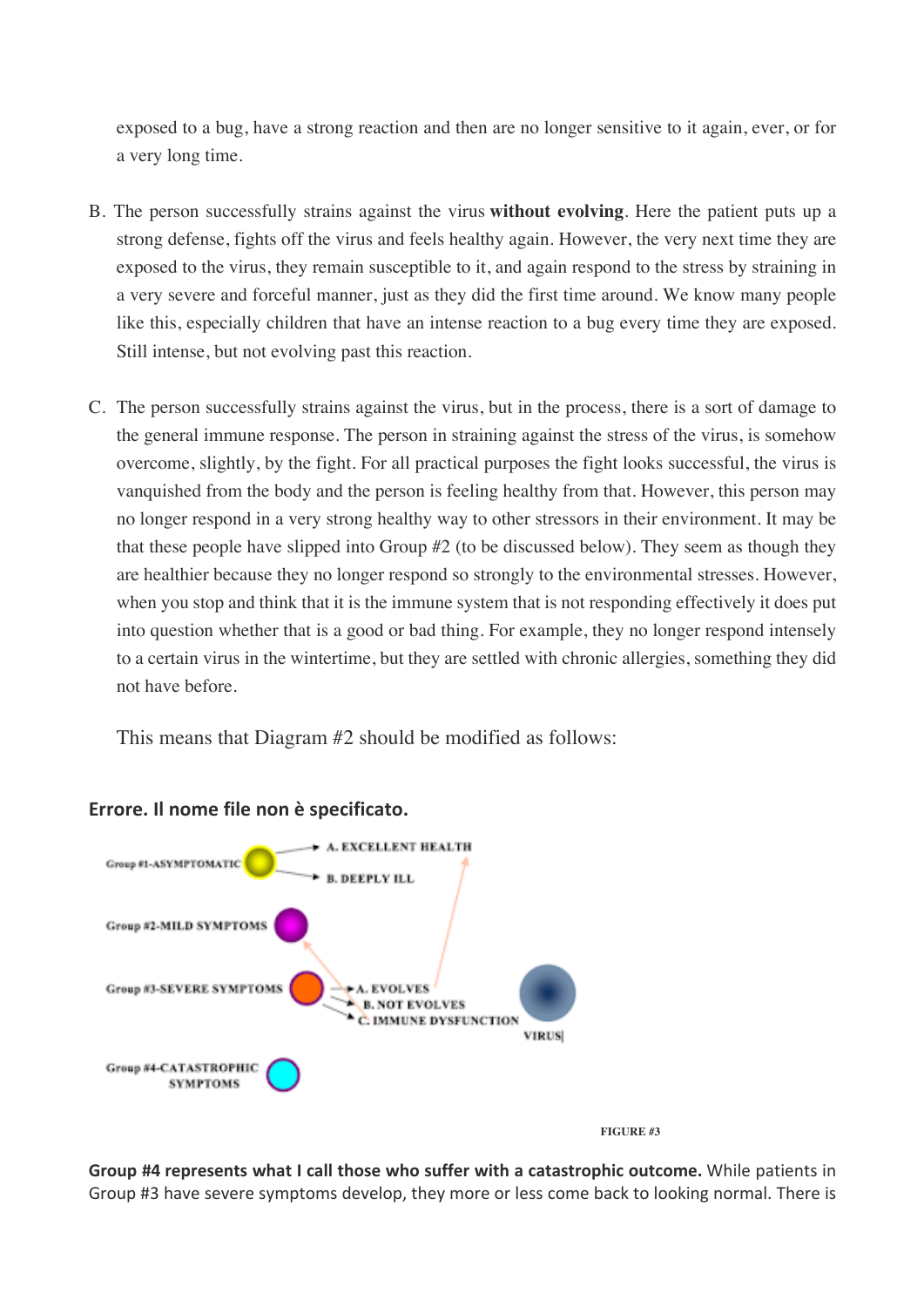exposed to a bug, have a strong reaction and then are no longer sensitive to it again, ever, or for a very long time.

B. The person successfully strains against the virus **without evolving**. Here the patient puts up a strong defense, fights off the virus and feels healthy again. However, the very next time they are exposed to the virus, they remain susceptible to it, and again respond to the stress by straining in a very severe and forceful manner, just as they did the first time around. We know many people like this, especially children that have an intense reaction to a bug every time they are exposed. Still intense, but not evolving past this reaction.

C. The person successfully strains against the virus, but in the process, there is a sort of damage to the general immune response. The person in straining against the stress of the virus, is somehow overcome, slightly, by the fight. For all practical purposes the fight looks successful, the virus is vanquished from the body and the person is feeling healthy from that. However, this person may no longer respond in a very strong healthy way to other stressors in their environment. It may be that these people have slipped into Group #2 (to be discussed below). They seem as though they are healthier because they no longer respond so strongly to the environmental stresses. However, when you stop and think that it is the immune system that is not responding effectively it does put into question whether that is a good or bad thing. For example, they no longer respond intensely to a certain virus in the wintertime, but they are settled with chronic allergies, something they did not have before.

This means that Diagram #2 should be modified as follows:

**Errore. Il nome file non è specificato.**

Group #1-ASYMPTOMATIC → A. EXCELLENT HEALTH; B. DEEPLY ILL

Group #2-MILD SYMPTOMS

Group #3-SEVERE SYMPTOMS → A. EVOLVES; B. NOT EVOLVES; C. IMMUNE DYSFUNCTION

Group #4-CATASTROPHIC SYMPTOMS

VIRUS

FIGURE #3

**Group #4 represents what I call those who suffer with a catastrophic outcome.** While patients in Group #3 have severe symptoms develop, they more or less come back to looking normal. There is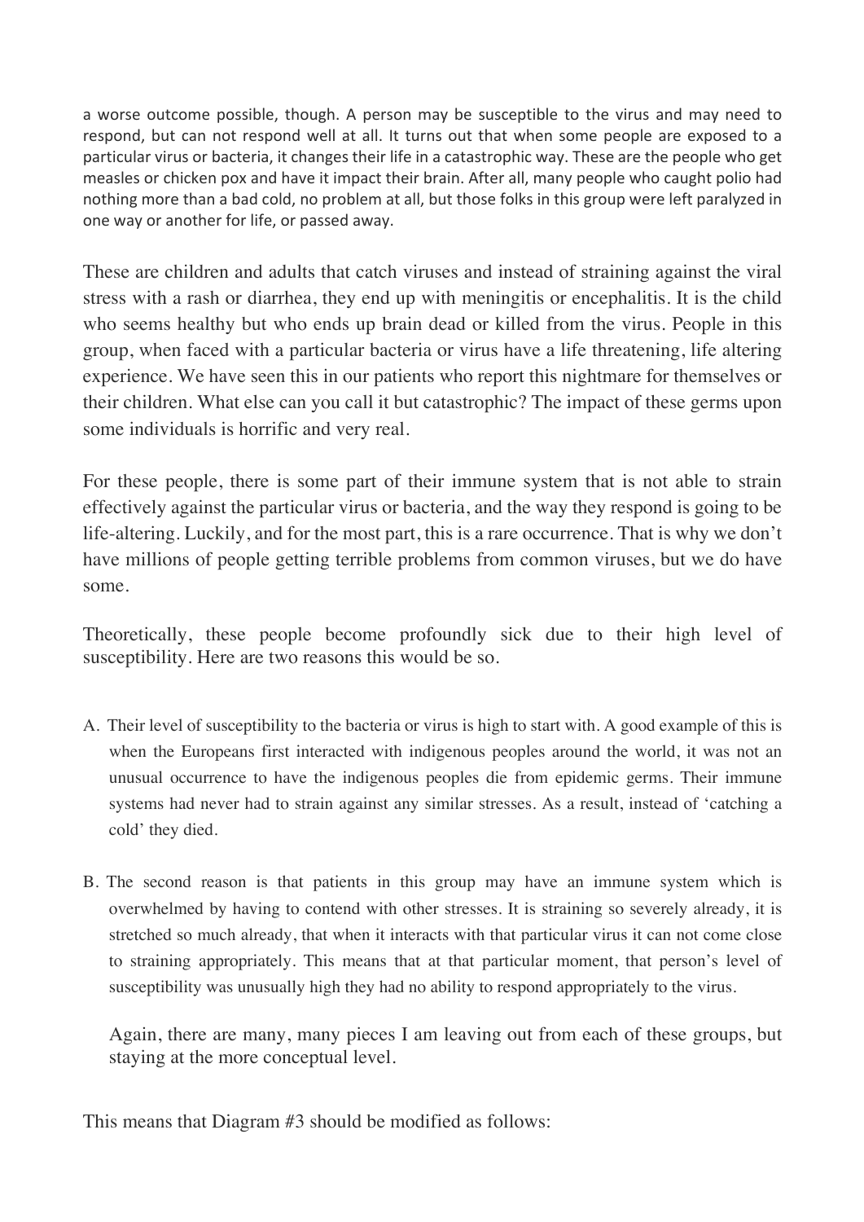a worse outcome possible, though. A person may be susceptible to the virus and may need to respond, but can not respond well at all. It turns out that when some people are exposed to a particular virus or bacteria, it changes their life in a catastrophic way. These are the people who get measles or chicken pox and have it impact their brain. After all, many people who caught polio had nothing more than a bad cold, no problem at all, but those folks in this group were left paralyzed in one way or another for life, or passed away.

These are children and adults that catch viruses and instead of straining against the viral stress with a rash or diarrhea, they end up with meningitis or encephalitis. It is the child who seems healthy but who ends up brain dead or killed from the virus. People in this group, when faced with a particular bacteria or virus have a life threatening, life altering experience. We have seen this in our patients who report this nightmare for themselves or their children. What else can you call it but catastrophic? The impact of these germs upon some individuals is horrific and very real.

For these people, there is some part of their immune system that is not able to strain effectively against the particular virus or bacteria, and the way they respond is going to be life-altering. Luckily, and for the most part, this is a rare occurrence. That is why we don't have millions of people getting terrible problems from common viruses, but we do have some.

Theoretically, these people become profoundly sick due to their high level of susceptibility. Here are two reasons this would be so.

A. Their level of susceptibility to the bacteria or virus is high to start with. A good example of this is when the Europeans first interacted with indigenous peoples around the world, it was not an unusual occurrence to have the indigenous peoples die from epidemic germs. Their immune systems had never had to strain against any similar stresses. As a result, instead of 'catching a cold' they died.

B. The second reason is that patients in this group may have an immune system which is overwhelmed by having to contend with other stresses. It is straining so severely already, it is stretched so much already, that when it interacts with that particular virus it can not come close to straining appropriately. This means that at that particular moment, that person's level of susceptibility was unusually high they had no ability to respond appropriately to the virus.

   Again, there are many, many pieces I am leaving out from each of these groups, but staying at the more conceptual level.

This means that Diagram #3 should be modified as follows: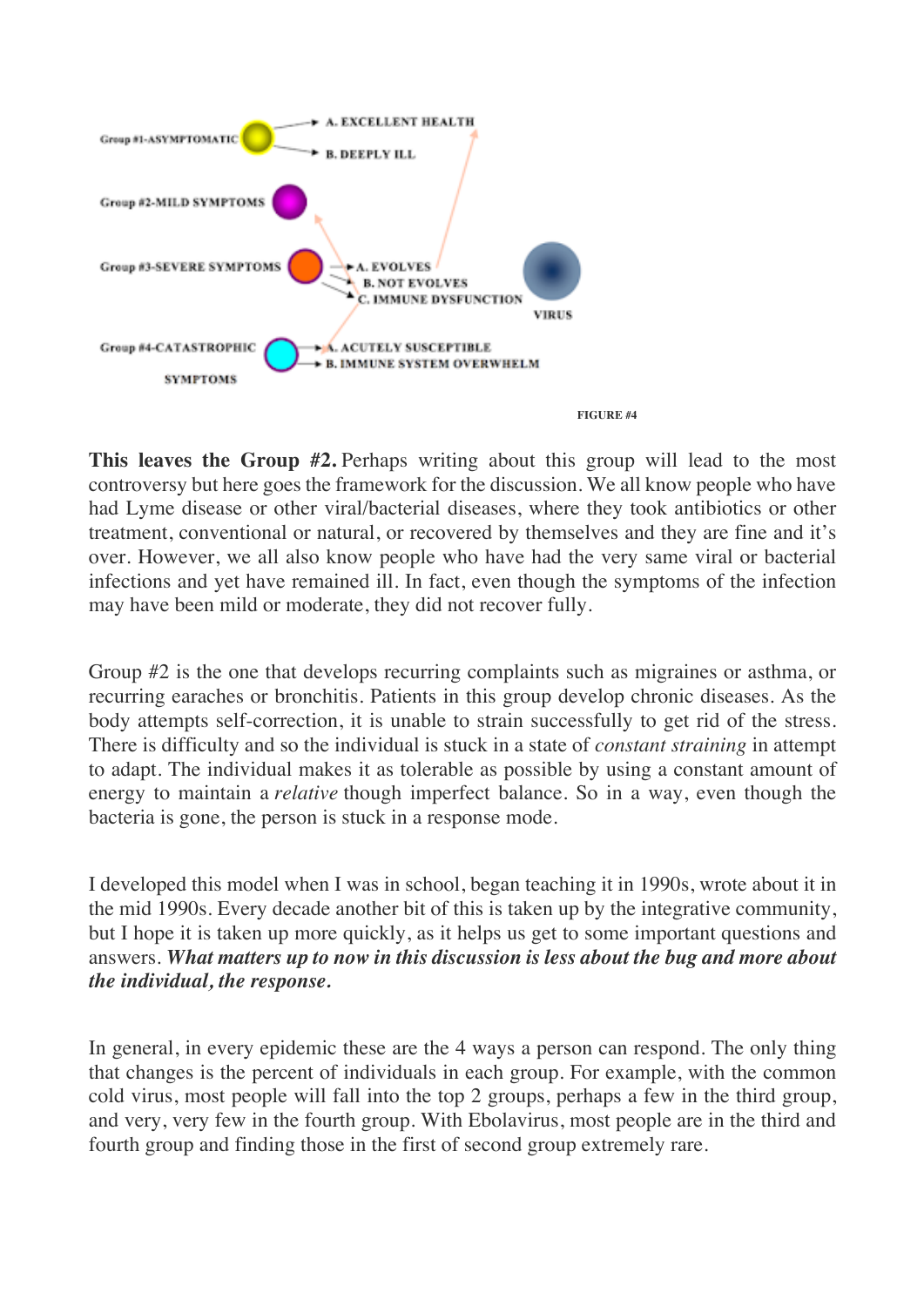Group #1-ASYMPTOMATIC
- A. EXCELLENT HEALTH
- B. DEEPLY ILL

Group #2-MILD SYMPTOMS

Group #3-SEVERE SYMPTOMS
- A. EVOLVES
- B. NOT EVOLVES
- C. IMMUNE DYSFUNCTION

VIRUS

Group #4-CATASTROPHIC SYMPTOMS
- A. ACUTELY SUSCEPTIBLE
- B. IMMUNE SYSTEM OVERWHELM

FIGURE #4

**This leaves the Group #2.** Perhaps writing about this group will lead to the most controversy but here goes the framework for the discussion. We all know people who have had Lyme disease or other viral/bacterial diseases, where they took antibiotics or other treatment, conventional or natural, or recovered by themselves and they are fine and it's over. However, we all also know people who have had the very same viral or bacterial infections and yet have remained ill. In fact, even though the symptoms of the infection may have been mild or moderate, they did not recover fully.

Group #2 is the one that develops recurring complaints such as migraines or asthma, or recurring earaches or bronchitis. Patients in this group develop chronic diseases. As the body attempts self-correction, it is unable to strain successfully to get rid of the stress. There is difficulty and so the individual is stuck in a state of *constant straining* in attempt to adapt. The individual makes it as tolerable as possible by using a constant amount of energy to maintain a *relative* though imperfect balance. So in a way, even though the bacteria is gone, the person is stuck in a response mode.

I developed this model when I was in school, began teaching it in 1990s, wrote about it in the mid 1990s. Every decade another bit of this is taken up by the integrative community, but I hope it is taken up more quickly, as it helps us get to some important questions and answers. ***What matters up to now in this discussion is less about the bug and more about the individual, the response.***

In general, in every epidemic these are the 4 ways a person can respond. The only thing that changes is the percent of individuals in each group. For example, with the common cold virus, most people will fall into the top 2 groups, perhaps a few in the third group, and very, very few in the fourth group. With Ebolavirus, most people are in the third and fourth group and finding those in the first of second group extremely rare.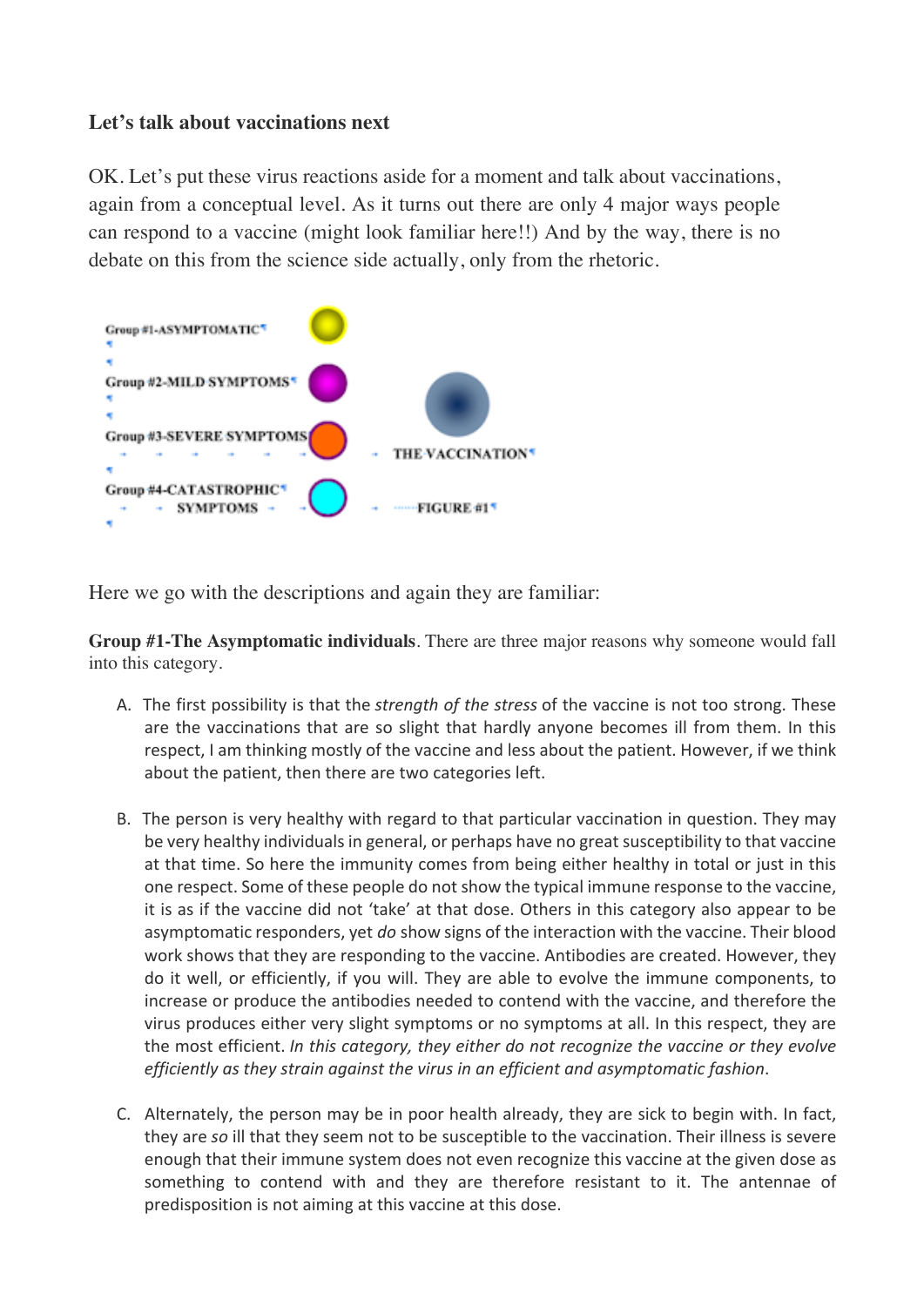**Let's talk about vaccinations next**

OK. Let's put these virus reactions aside for a moment and talk about vaccinations, again from a conceptual level. As it turns out there are only 4 major ways people can respond to a vaccine (might look familiar here!!) And by the way, there is no debate on this from the science side actually, only from the rhetoric.

Group #1-ASYMPTOMATIC

Group #2-MILD SYMPTOMS

Group #3-SEVERE SYMPTOMS

THE VACCINATION

Group #4-CATASTROPHIC SYMPTOMS

FIGURE #1

Here we go with the descriptions and again they are familiar:

**Group #1-The Asymptomatic individuals**. There are three major reasons why someone would fall into this category.

A. The first possibility is that the *strength of the stress* of the vaccine is not too strong. These are the vaccinations that are so slight that hardly anyone becomes ill from them. In this respect, I am thinking mostly of the vaccine and less about the patient. However, if we think about the patient, then there are two categories left.

B. The person is very healthy with regard to that particular vaccination in question. They may be very healthy individuals in general, or perhaps have no great susceptibility to that vaccine at that time. So here the immunity comes from being either healthy in total or just in this one respect. Some of these people do not show the typical immune response to the vaccine, it is as if the vaccine did not 'take' at that dose. Others in this category also appear to be asymptomatic responders, yet *do* show signs of the interaction with the vaccine. Their blood work shows that they are responding to the vaccine. Antibodies are created. However, they do it well, or efficiently, if you will. They are able to evolve the immune components, to increase or produce the antibodies needed to contend with the vaccine, and therefore the virus produces either very slight symptoms or no symptoms at all. In this respect, they are the most efficient. *In this category, they either do not recognize the vaccine or they evolve efficiently as they strain against the virus in an efficient and asymptomatic fashion*.

C. Alternately, the person may be in poor health already, they are sick to begin with. In fact, they are *so* ill that they seem not to be susceptible to the vaccination. Their illness is severe enough that their immune system does not even recognize this vaccine at the given dose as something to contend with and they are therefore resistant to it. The antennae of predisposition is not aiming at this vaccine at this dose.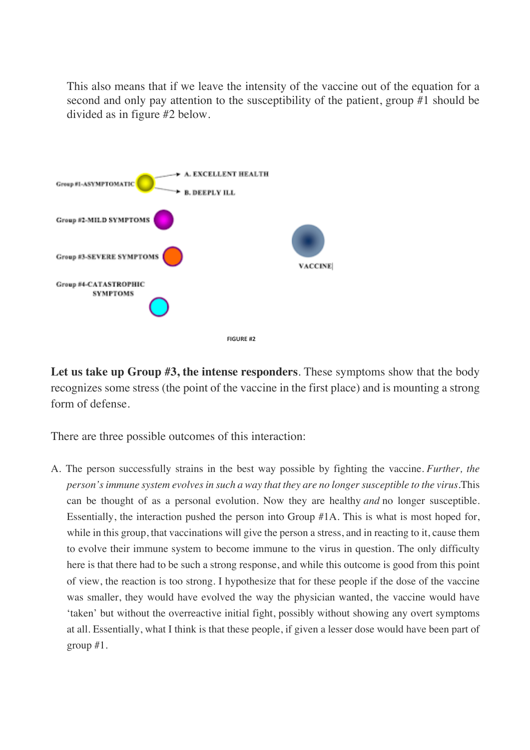This also means that if we leave the intensity of the vaccine out of the equation for a second and only pay attention to the susceptibility of the patient, group #1 should be divided as in figure #2 below.

Group #1-ASYMPTOMATIC → A. EXCELLENT HEALTH → B. DEEPLY ILL

Group #2-MILD SYMPTOMS

Group #3-SEVERE SYMPTOMS

Group #4-CATASTROPHIC SYMPTOMS

VACCINE

FIGURE #2

**Let us take up Group #3, the intense responders**. These symptoms show that the body recognizes some stress (the point of the vaccine in the first place) and is mounting a strong form of defense.

There are three possible outcomes of this interaction:

A. The person successfully strains in the best way possible by fighting the vaccine. *Further, the person's immune system evolves in such a way that they are no longer susceptible to the virus*.This can be thought of as a personal evolution. Now they are healthy *and* no longer susceptible. Essentially, the interaction pushed the person into Group #1A. This is what is most hoped for, while in this group, that vaccinations will give the person a stress, and in reacting to it, cause them to evolve their immune system to become immune to the virus in question. The only difficulty here is that there had to be such a strong response, and while this outcome is good from this point of view, the reaction is too strong. I hypothesize that for these people if the dose of the vaccine was smaller, they would have evolved the way the physician wanted, the vaccine would have 'taken' but without the overreactive initial fight, possibly without showing any overt symptoms at all. Essentially, what I think is that these people, if given a lesser dose would have been part of group #1.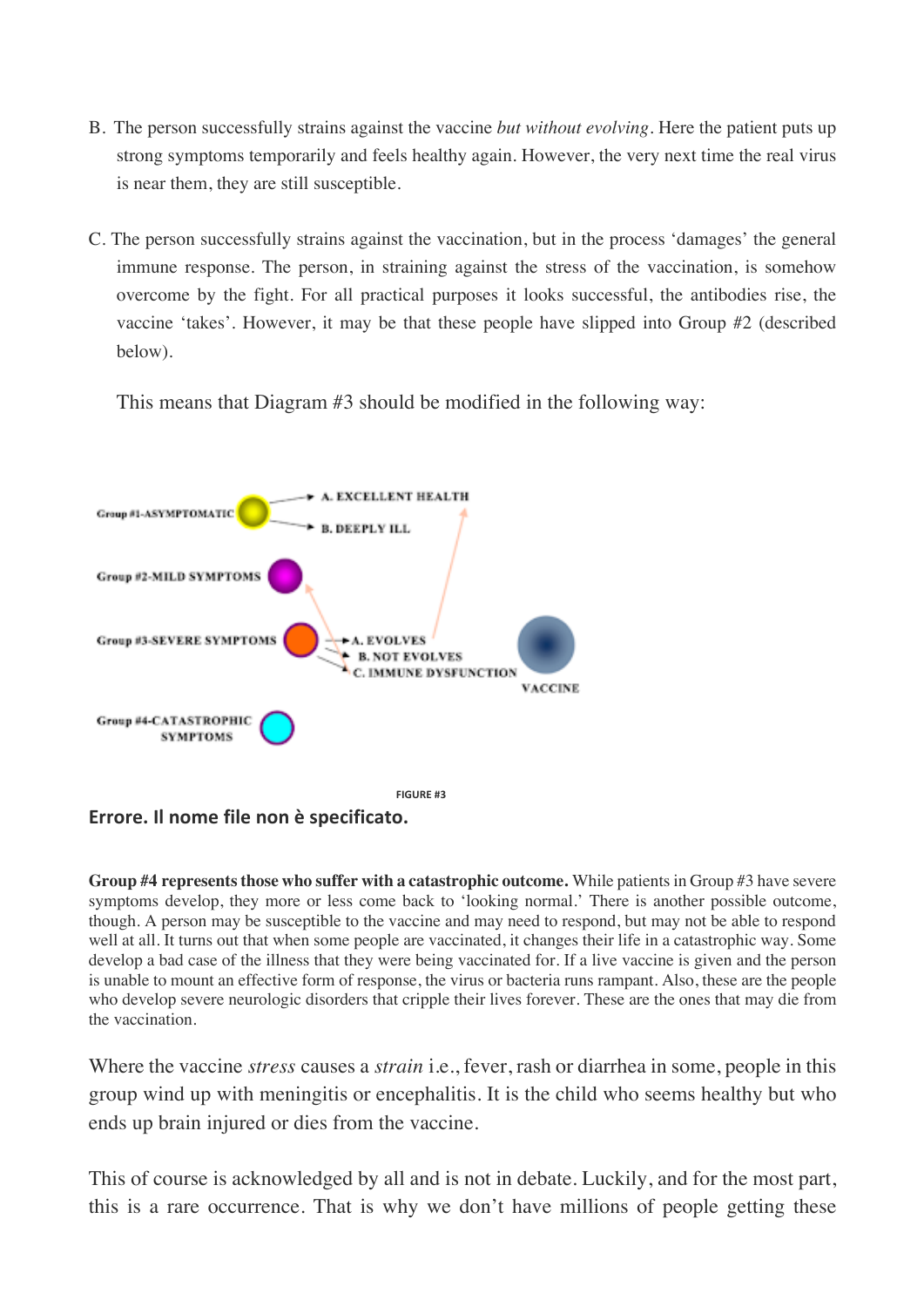B. The person successfully strains against the vaccine *but without evolving*. Here the patient puts up strong symptoms temporarily and feels healthy again. However, the very next time the real virus is near them, they are still susceptible.

C. The person successfully strains against the vaccination, but in the process 'damages' the general immune response. The person, in straining against the stress of the vaccination, is somehow overcome by the fight. For all practical purposes it looks successful, the antibodies rise, the vaccine 'takes'. However, it may be that these people have slipped into Group #2 (described below).

This means that Diagram #3 should be modified in the following way:

Group #1-ASYMPTOMATIC — A. EXCELLENT HEALTH; B. DEEPLY ILL

Group #2-MILD SYMPTOMS

Group #3-SEVERE SYMPTOMS — A. EVOLVES; B. NOT EVOLVES; C. IMMUNE DYSFUNCTION

VACCINE

Group #4-CATASTROPHIC SYMPTOMS

FIGURE #3

**Errore. Il nome file non è specificato.**

**Group #4 represents those who suffer with a catastrophic outcome.** While patients in Group #3 have severe symptoms develop, they more or less come back to 'looking normal.' There is another possible outcome, though. A person may be susceptible to the vaccine and may need to respond, but may not be able to respond well at all. It turns out that when some people are vaccinated, it changes their life in a catastrophic way. Some develop a bad case of the illness that they were being vaccinated for. If a live vaccine is given and the person is unable to mount an effective form of response, the virus or bacteria runs rampant. Also, these are the people who develop severe neurologic disorders that cripple their lives forever. These are the ones that may die from the vaccination.

Where the vaccine *stress* causes a *strain* i.e., fever, rash or diarrhea in some, people in this group wind up with meningitis or encephalitis. It is the child who seems healthy but who ends up brain injured or dies from the vaccine.

This of course is acknowledged by all and is not in debate. Luckily, and for the most part, this is a rare occurrence. That is why we don't have millions of people getting these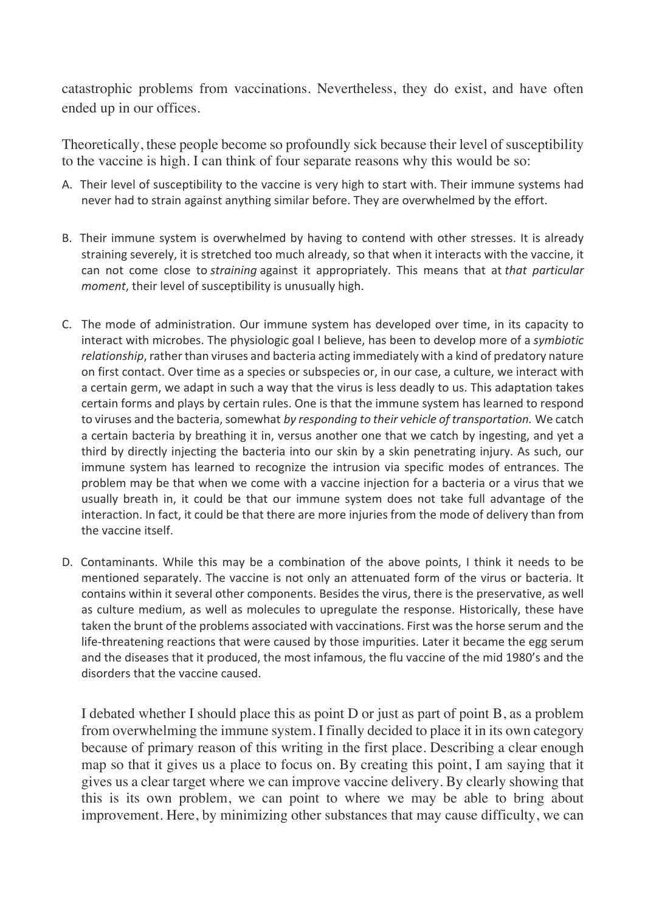catastrophic problems from vaccinations. Nevertheless, they do exist, and have often ended up in our offices.

Theoretically, these people become so profoundly sick because their level of susceptibility to the vaccine is high. I can think of four separate reasons why this would be so:

A. Their level of susceptibility to the vaccine is very high to start with. Their immune systems had never had to strain against anything similar before. They are overwhelmed by the effort.

B. Their immune system is overwhelmed by having to contend with other stresses. It is already straining severely, it is stretched too much already, so that when it interacts with the vaccine, it can not come close to *straining* against it appropriately. This means that at *that particular moment*, their level of susceptibility is unusually high.

C. The mode of administration. Our immune system has developed over time, in its capacity to interact with microbes. The physiologic goal I believe, has been to develop more of a *symbiotic relationship*, rather than viruses and bacteria acting immediately with a kind of predatory nature on first contact. Over time as a species or subspecies or, in our case, a culture, we interact with a certain germ, we adapt in such a way that the virus is less deadly to us. This adaptation takes certain forms and plays by certain rules. One is that the immune system has learned to respond to viruses and the bacteria, somewhat *by responding to their vehicle of transportation.* We catch a certain bacteria by breathing it in, versus another one that we catch by ingesting, and yet a third by directly injecting the bacteria into our skin by a skin penetrating injury. As such, our immune system has learned to recognize the intrusion via specific modes of entrances. The problem may be that when we come with a vaccine injection for a bacteria or a virus that we usually breath in, it could be that our immune system does not take full advantage of the interaction. In fact, it could be that there are more injuries from the mode of delivery than from the vaccine itself.

D. Contaminants. While this may be a combination of the above points, I think it needs to be mentioned separately. The vaccine is not only an attenuated form of the virus or bacteria. It contains within it several other components. Besides the virus, there is the preservative, as well as culture medium, as well as molecules to upregulate the response. Historically, these have taken the brunt of the problems associated with vaccinations. First was the horse serum and the life-threatening reactions that were caused by those impurities. Later it became the egg serum and the diseases that it produced, the most infamous, the flu vaccine of the mid 1980's and the disorders that the vaccine caused.

 I debated whether I should place this as point D or just as part of point B, as a problem from overwhelming the immune system. I finally decided to place it in its own category because of primary reason of this writing in the first place. Describing a clear enough map so that it gives us a place to focus on. By creating this point, I am saying that it gives us a clear target where we can improve vaccine delivery. By clearly showing that this is its own problem, we can point to where we may be able to bring about improvement. Here, by minimizing other substances that may cause difficulty, we can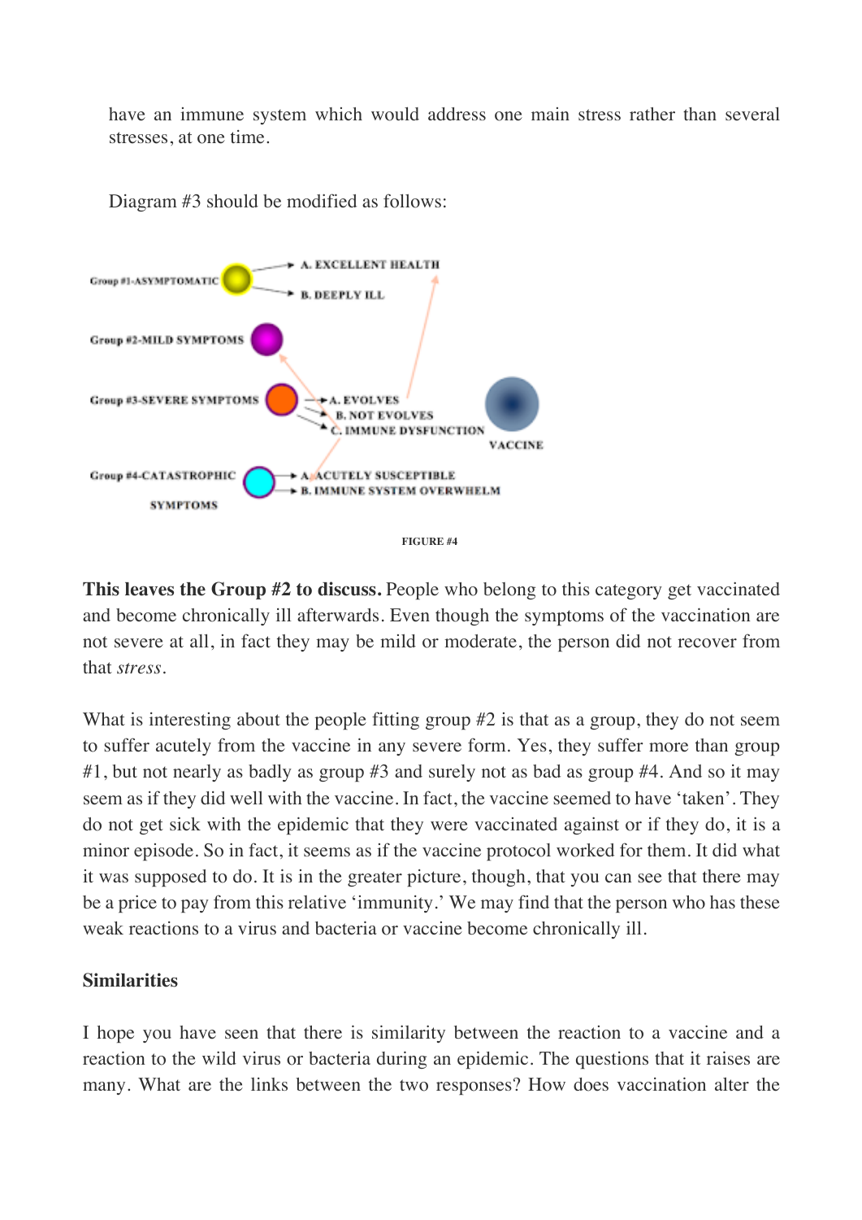have an immune system which would address one main stress rather than several stresses, at one time.

Diagram #3 should be modified as follows:

FIGURE #4

**This leaves the Group #2 to discuss.** People who belong to this category get vaccinated and become chronically ill afterwards. Even though the symptoms of the vaccination are not severe at all, in fact they may be mild or moderate, the person did not recover from that *stress*.

What is interesting about the people fitting group #2 is that as a group, they do not seem to suffer acutely from the vaccine in any severe form. Yes, they suffer more than group #1, but not nearly as badly as group #3 and surely not as bad as group #4. And so it may seem as if they did well with the vaccine. In fact, the vaccine seemed to have 'taken'. They do not get sick with the epidemic that they were vaccinated against or if they do, it is a minor episode. So in fact, it seems as if the vaccine protocol worked for them. It did what it was supposed to do. It is in the greater picture, though, that you can see that there may be a price to pay from this relative 'immunity.' We may find that the person who has these weak reactions to a virus and bacteria or vaccine become chronically ill.

**Similarities**

I hope you have seen that there is similarity between the reaction to a vaccine and a reaction to the wild virus or bacteria during an epidemic. The questions that it raises are many. What are the links between the two responses? How does vaccination alter the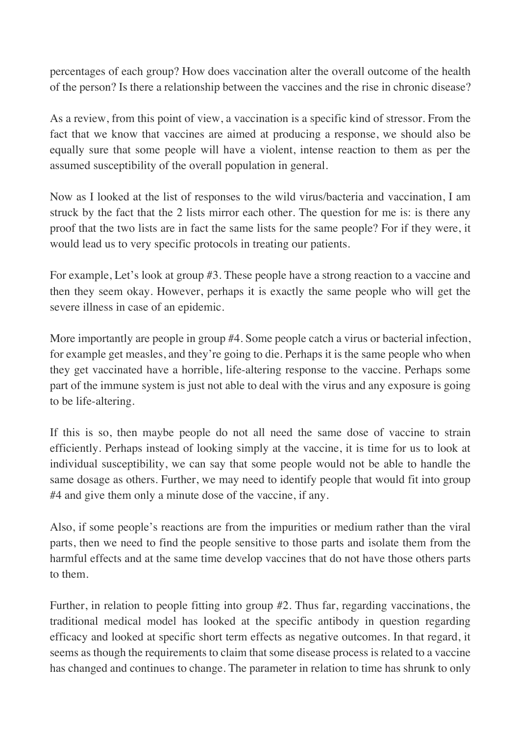percentages of each group? How does vaccination alter the overall outcome of the health of the person? Is there a relationship between the vaccines and the rise in chronic disease?

As a review, from this point of view, a vaccination is a specific kind of stressor. From the fact that we know that vaccines are aimed at producing a response, we should also be equally sure that some people will have a violent, intense reaction to them as per the assumed susceptibility of the overall population in general.

Now as I looked at the list of responses to the wild virus/bacteria and vaccination, I am struck by the fact that the 2 lists mirror each other. The question for me is: is there any proof that the two lists are in fact the same lists for the same people? For if they were, it would lead us to very specific protocols in treating our patients.

For example, Let's look at group #3. These people have a strong reaction to a vaccine and then they seem okay. However, perhaps it is exactly the same people who will get the severe illness in case of an epidemic.

More importantly are people in group #4. Some people catch a virus or bacterial infection, for example get measles, and they're going to die. Perhaps it is the same people who when they get vaccinated have a horrible, life-altering response to the vaccine. Perhaps some part of the immune system is just not able to deal with the virus and any exposure is going to be life-altering.

If this is so, then maybe people do not all need the same dose of vaccine to strain efficiently. Perhaps instead of looking simply at the vaccine, it is time for us to look at individual susceptibility, we can say that some people would not be able to handle the same dosage as others. Further, we may need to identify people that would fit into group #4 and give them only a minute dose of the vaccine, if any.

Also, if some people's reactions are from the impurities or medium rather than the viral parts, then we need to find the people sensitive to those parts and isolate them from the harmful effects and at the same time develop vaccines that do not have those others parts to them.

Further, in relation to people fitting into group #2. Thus far, regarding vaccinations, the traditional medical model has looked at the specific antibody in question regarding efficacy and looked at specific short term effects as negative outcomes. In that regard, it seems as though the requirements to claim that some disease process is related to a vaccine has changed and continues to change. The parameter in relation to time has shrunk to only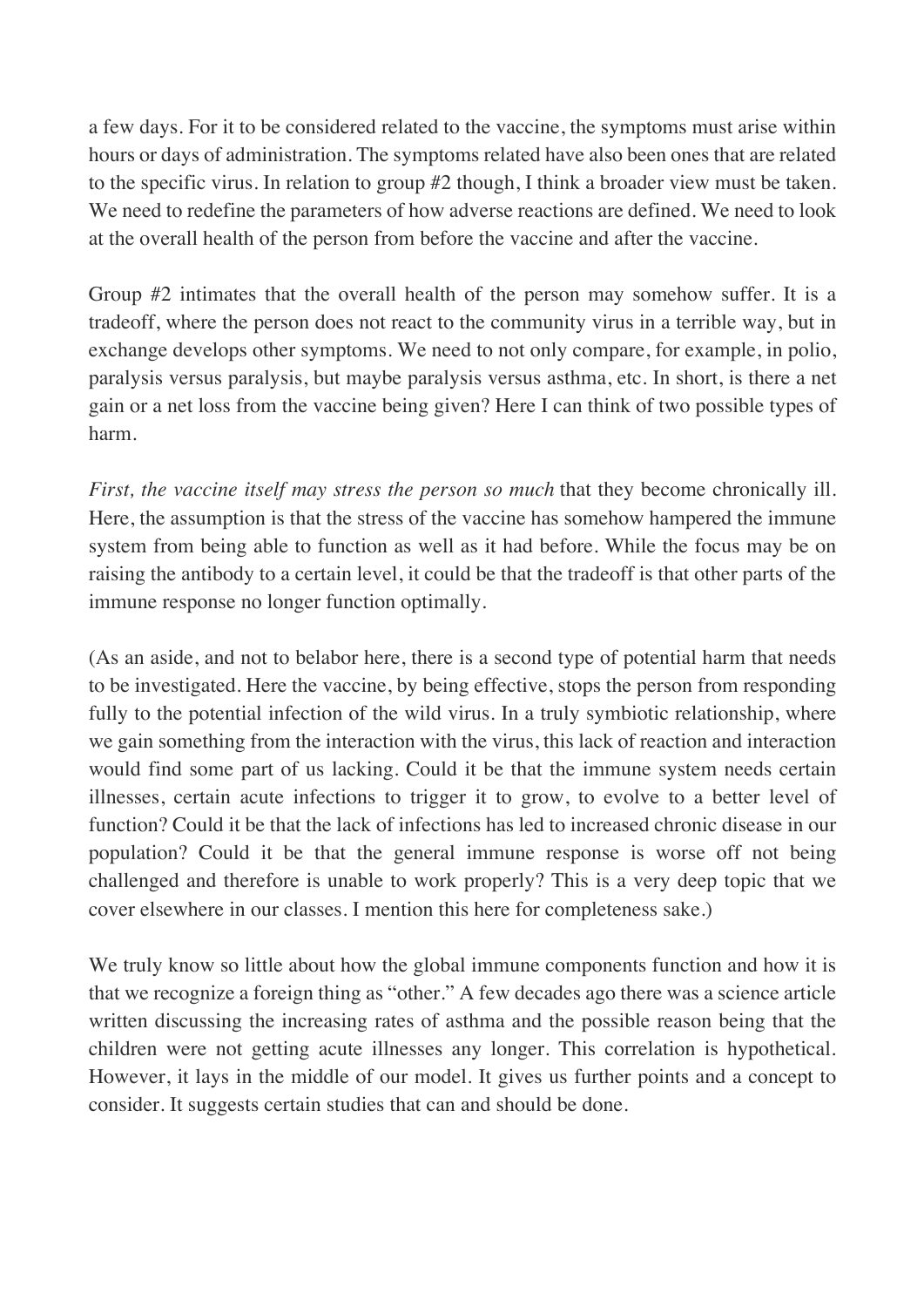a few days. For it to be considered related to the vaccine, the symptoms must arise within hours or days of administration. The symptoms related have also been ones that are related to the specific virus. In relation to group #2 though, I think a broader view must be taken. We need to redefine the parameters of how adverse reactions are defined. We need to look at the overall health of the person from before the vaccine and after the vaccine.

Group #2 intimates that the overall health of the person may somehow suffer. It is a tradeoff, where the person does not react to the community virus in a terrible way, but in exchange develops other symptoms. We need to not only compare, for example, in polio, paralysis versus paralysis, but maybe paralysis versus asthma, etc. In short, is there a net gain or a net loss from the vaccine being given? Here I can think of two possible types of harm.

*First, the vaccine itself may stress the person so much* that they become chronically ill. Here, the assumption is that the stress of the vaccine has somehow hampered the immune system from being able to function as well as it had before. While the focus may be on raising the antibody to a certain level, it could be that the tradeoff is that other parts of the immune response no longer function optimally.

(As an aside, and not to belabor here, there is a second type of potential harm that needs to be investigated. Here the vaccine, by being effective, stops the person from responding fully to the potential infection of the wild virus. In a truly symbiotic relationship, where we gain something from the interaction with the virus, this lack of reaction and interaction would find some part of us lacking. Could it be that the immune system needs certain illnesses, certain acute infections to trigger it to grow, to evolve to a better level of function? Could it be that the lack of infections has led to increased chronic disease in our population? Could it be that the general immune response is worse off not being challenged and therefore is unable to work properly? This is a very deep topic that we cover elsewhere in our classes. I mention this here for completeness sake.)

We truly know so little about how the global immune components function and how it is that we recognize a foreign thing as "other." A few decades ago there was a science article written discussing the increasing rates of asthma and the possible reason being that the children were not getting acute illnesses any longer. This correlation is hypothetical. However, it lays in the middle of our model. It gives us further points and a concept to consider. It suggests certain studies that can and should be done.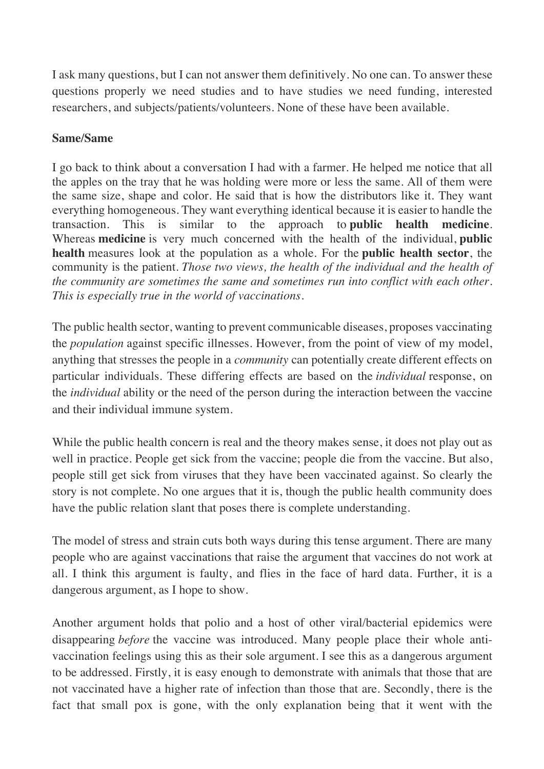I ask many questions, but I can not answer them definitively. No one can. To answer these questions properly we need studies and to have studies we need funding, interested researchers, and subjects/patients/volunteers. None of these have been available.

**Same/Same**

I go back to think about a conversation I had with a farmer. He helped me notice that all the apples on the tray that he was holding were more or less the same. All of them were the same size, shape and color. He said that is how the distributors like it. They want everything homogeneous. They want everything identical because it is easier to handle the transaction. This is similar to the approach to **public health medicine**. Whereas **medicine** is very much concerned with the health of the individual, **public health** measures look at the population as a whole. For the **public health sector**, the community is the patient. *Those two views, the health of the individual and the health of the community are sometimes the same and sometimes run into conflict with each other. This is especially true in the world of vaccinations.*

The public health sector, wanting to prevent communicable diseases, proposes vaccinating the *population* against specific illnesses. However, from the point of view of my model, anything that stresses the people in a *community* can potentially create different effects on particular individuals. These differing effects are based on the *individual* response, on the *individual* ability or the need of the person during the interaction between the vaccine and their individual immune system.

While the public health concern is real and the theory makes sense, it does not play out as well in practice. People get sick from the vaccine; people die from the vaccine. But also, people still get sick from viruses that they have been vaccinated against. So clearly the story is not complete. No one argues that it is, though the public health community does have the public relation slant that poses there is complete understanding.

The model of stress and strain cuts both ways during this tense argument. There are many people who are against vaccinations that raise the argument that vaccines do not work at all. I think this argument is faulty, and flies in the face of hard data. Further, it is a dangerous argument, as I hope to show.

Another argument holds that polio and a host of other viral/bacterial epidemics were disappearing *before* the vaccine was introduced. Many people place their whole anti-vaccination feelings using this as their sole argument. I see this as a dangerous argument to be addressed. Firstly, it is easy enough to demonstrate with animals that those that are not vaccinated have a higher rate of infection than those that are. Secondly, there is the fact that small pox is gone, with the only explanation being that it went with the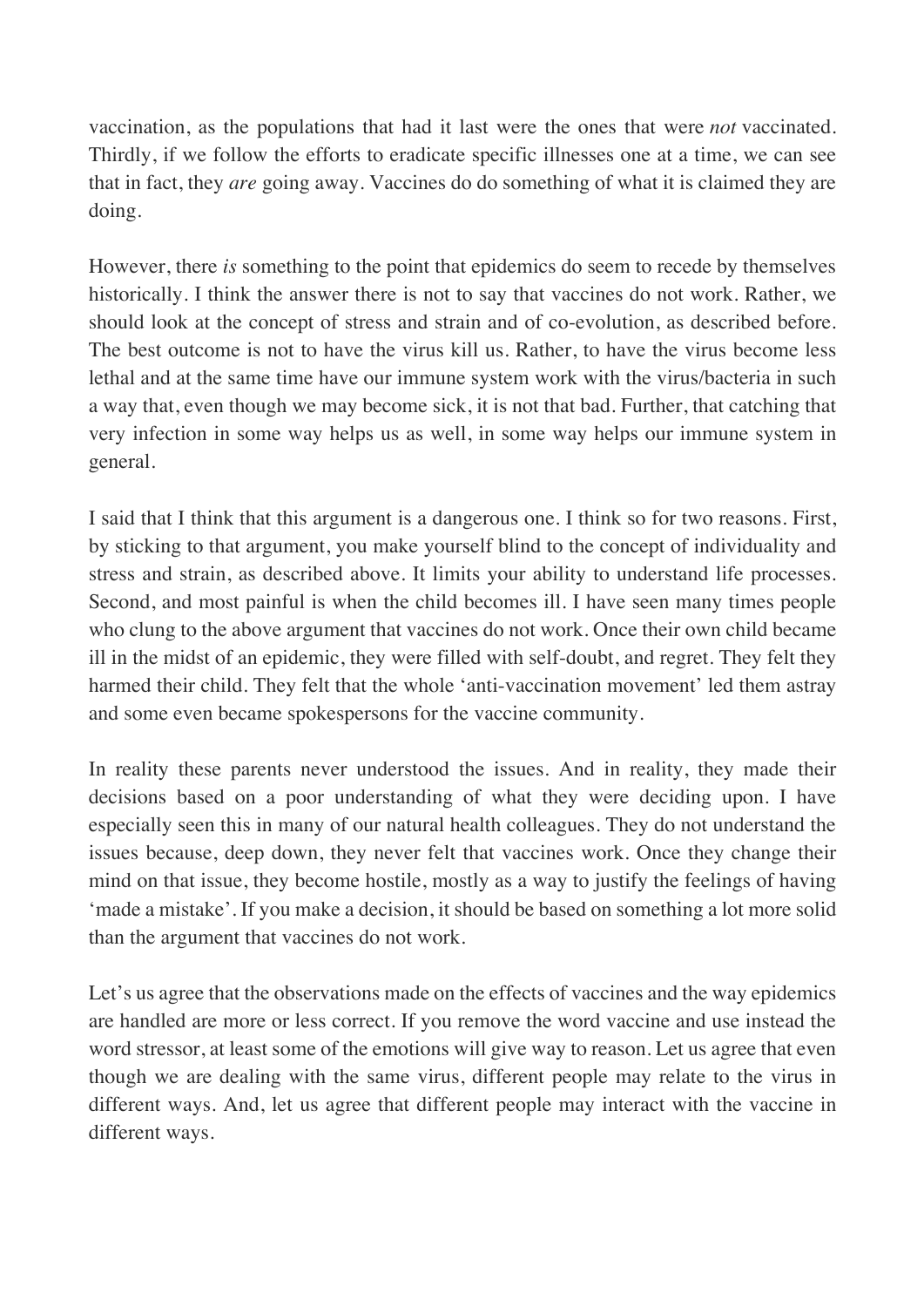vaccination, as the populations that had it last were the ones that were *not* vaccinated. Thirdly, if we follow the efforts to eradicate specific illnesses one at a time, we can see that in fact, they *are* going away. Vaccines do do something of what it is claimed they are doing.

However, there *is* something to the point that epidemics do seem to recede by themselves historically. I think the answer there is not to say that vaccines do not work. Rather, we should look at the concept of stress and strain and of co-evolution, as described before. The best outcome is not to have the virus kill us. Rather, to have the virus become less lethal and at the same time have our immune system work with the virus/bacteria in such a way that, even though we may become sick, it is not that bad. Further, that catching that very infection in some way helps us as well, in some way helps our immune system in general.

I said that I think that this argument is a dangerous one. I think so for two reasons. First, by sticking to that argument, you make yourself blind to the concept of individuality and stress and strain, as described above. It limits your ability to understand life processes. Second, and most painful is when the child becomes ill. I have seen many times people who clung to the above argument that vaccines do not work. Once their own child became ill in the midst of an epidemic, they were filled with self-doubt, and regret. They felt they harmed their child. They felt that the whole 'anti-vaccination movement' led them astray and some even became spokespersons for the vaccine community.

In reality these parents never understood the issues. And in reality, they made their decisions based on a poor understanding of what they were deciding upon. I have especially seen this in many of our natural health colleagues. They do not understand the issues because, deep down, they never felt that vaccines work. Once they change their mind on that issue, they become hostile, mostly as a way to justify the feelings of having 'made a mistake'. If you make a decision, it should be based on something a lot more solid than the argument that vaccines do not work.

Let's us agree that the observations made on the effects of vaccines and the way epidemics are handled are more or less correct. If you remove the word vaccine and use instead the word stressor, at least some of the emotions will give way to reason. Let us agree that even though we are dealing with the same virus, different people may relate to the virus in different ways. And, let us agree that different people may interact with the vaccine in different ways.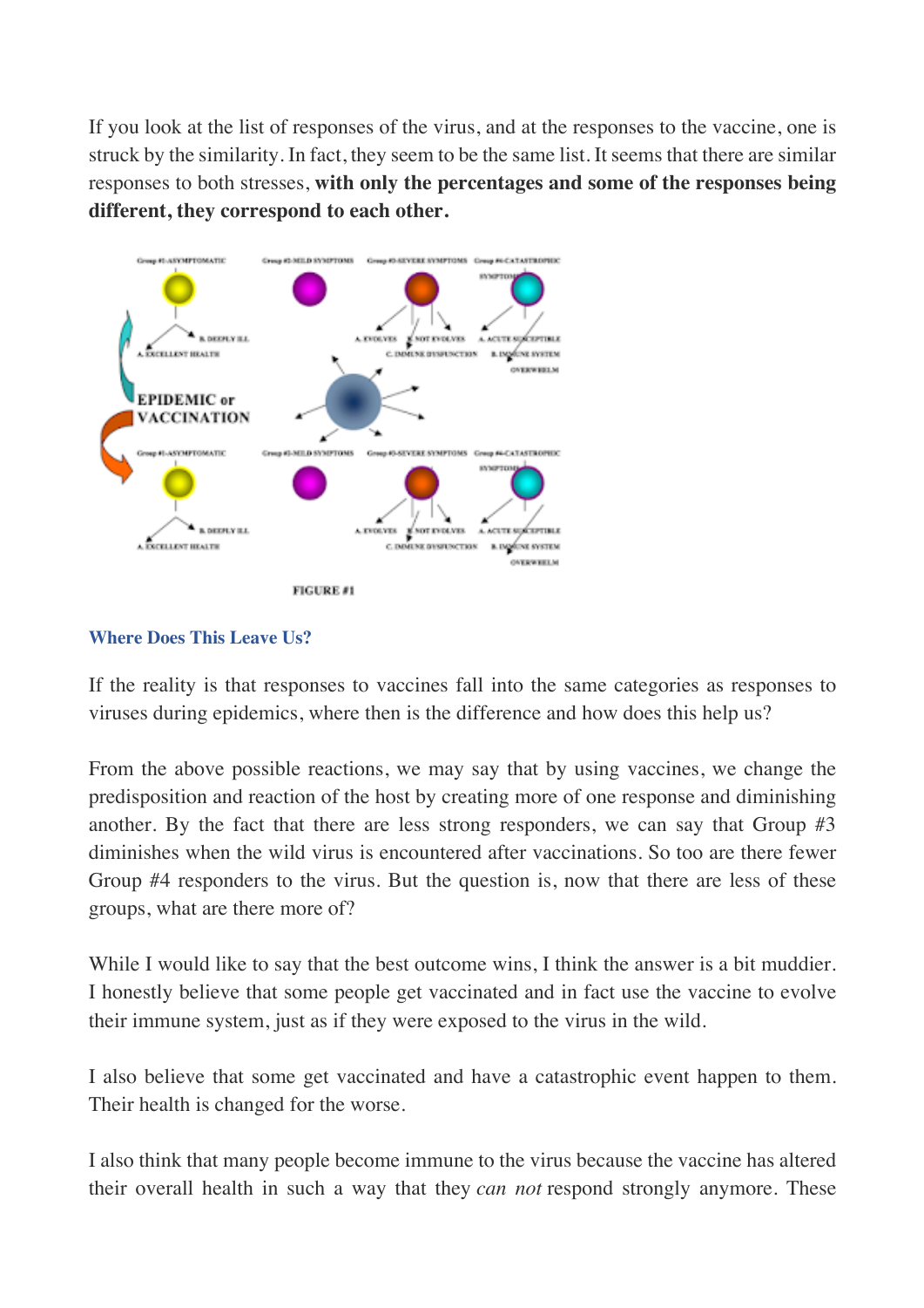If you look at the list of responses of the virus, and at the responses to the vaccine, one is struck by the similarity. In fact, they seem to be the same list. It seems that there are similar responses to both stresses, **with only the percentages and some of the responses being different, they correspond to each other.**

FIGURE #1

### Where Does This Leave Us?

If the reality is that responses to vaccines fall into the same categories as responses to viruses during epidemics, where then is the difference and how does this help us?

From the above possible reactions, we may say that by using vaccines, we change the predisposition and reaction of the host by creating more of one response and diminishing another. By the fact that there are less strong responders, we can say that Group #3 diminishes when the wild virus is encountered after vaccinations. So too are there fewer Group #4 responders to the virus. But the question is, now that there are less of these groups, what are there more of?

While I would like to say that the best outcome wins, I think the answer is a bit muddier. I honestly believe that some people get vaccinated and in fact use the vaccine to evolve their immune system, just as if they were exposed to the virus in the wild.

I also believe that some get vaccinated and have a catastrophic event happen to them. Their health is changed for the worse.

I also think that many people become immune to the virus because the vaccine has altered their overall health in such a way that they *can not* respond strongly anymore. These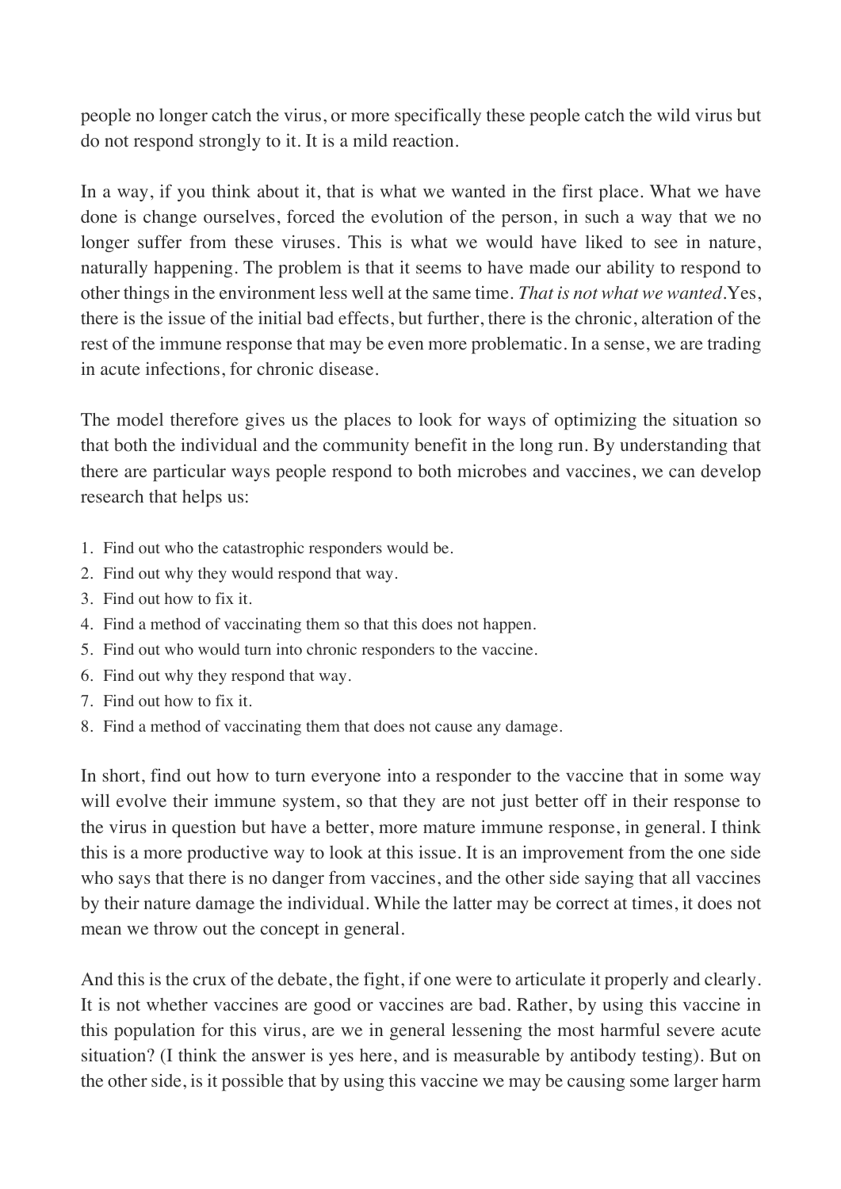people no longer catch the virus, or more specifically these people catch the wild virus but do not respond strongly to it. It is a mild reaction.

In a way, if you think about it, that is what we wanted in the first place. What we have done is change ourselves, forced the evolution of the person, in such a way that we no longer suffer from these viruses. This is what we would have liked to see in nature, naturally happening. The problem is that it seems to have made our ability to respond to other things in the environment less well at the same time. *That is not what we wanted*.Yes, there is the issue of the initial bad effects, but further, there is the chronic, alteration of the rest of the immune response that may be even more problematic. In a sense, we are trading in acute infections, for chronic disease.

The model therefore gives us the places to look for ways of optimizing the situation so that both the individual and the community benefit in the long run. By understanding that there are particular ways people respond to both microbes and vaccines, we can develop research that helps us:

1. Find out who the catastrophic responders would be.
2. Find out why they would respond that way.
3. Find out how to fix it.
4. Find a method of vaccinating them so that this does not happen.
5. Find out who would turn into chronic responders to the vaccine.
6. Find out why they respond that way.
7. Find out how to fix it.
8. Find a method of vaccinating them that does not cause any damage.

In short, find out how to turn everyone into a responder to the vaccine that in some way will evolve their immune system, so that they are not just better off in their response to the virus in question but have a better, more mature immune response, in general. I think this is a more productive way to look at this issue. It is an improvement from the one side who says that there is no danger from vaccines, and the other side saying that all vaccines by their nature damage the individual. While the latter may be correct at times, it does not mean we throw out the concept in general.

And this is the crux of the debate, the fight, if one were to articulate it properly and clearly. It is not whether vaccines are good or vaccines are bad. Rather, by using this vaccine in this population for this virus, are we in general lessening the most harmful severe acute situation? (I think the answer is yes here, and is measurable by antibody testing). But on the other side, is it possible that by using this vaccine we may be causing some larger harm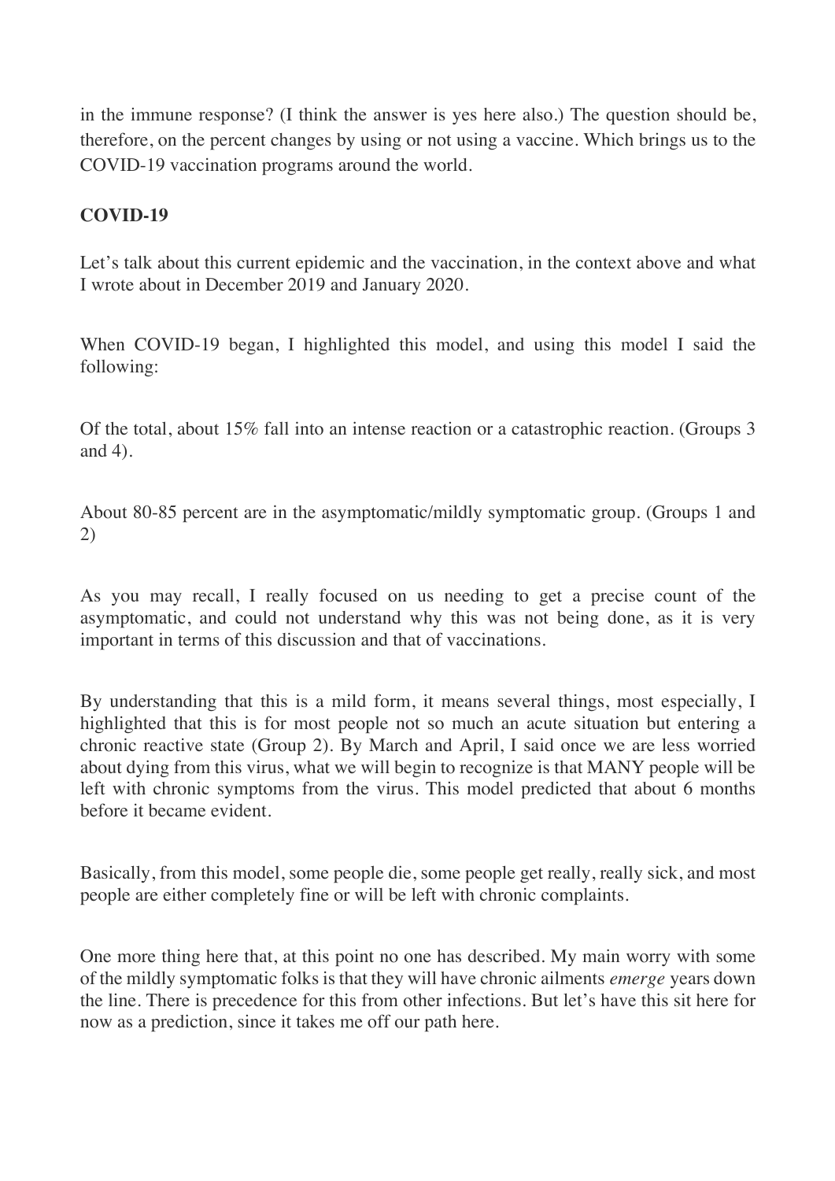in the immune response? (I think the answer is yes here also.) The question should be, therefore, on the percent changes by using or not using a vaccine. Which brings us to the COVID-19 vaccination programs around the world.

**COVID-19**

Let's talk about this current epidemic and the vaccination, in the context above and what I wrote about in December 2019 and January 2020.

When COVID-19 began, I highlighted this model, and using this model I said the following:

Of the total, about 15% fall into an intense reaction or a catastrophic reaction. (Groups 3 and 4).

About 80-85 percent are in the asymptomatic/mildly symptomatic group. (Groups 1 and 2)

As you may recall, I really focused on us needing to get a precise count of the asymptomatic, and could not understand why this was not being done, as it is very important in terms of this discussion and that of vaccinations.

By understanding that this is a mild form, it means several things, most especially, I highlighted that this is for most people not so much an acute situation but entering a chronic reactive state (Group 2). By March and April, I said once we are less worried about dying from this virus, what we will begin to recognize is that MANY people will be left with chronic symptoms from the virus. This model predicted that about 6 months before it became evident.

Basically, from this model, some people die, some people get really, really sick, and most people are either completely fine or will be left with chronic complaints.

One more thing here that, at this point no one has described. My main worry with some of the mildly symptomatic folks is that they will have chronic ailments *emerge* years down the line. There is precedence for this from other infections. But let's have this sit here for now as a prediction, since it takes me off our path here.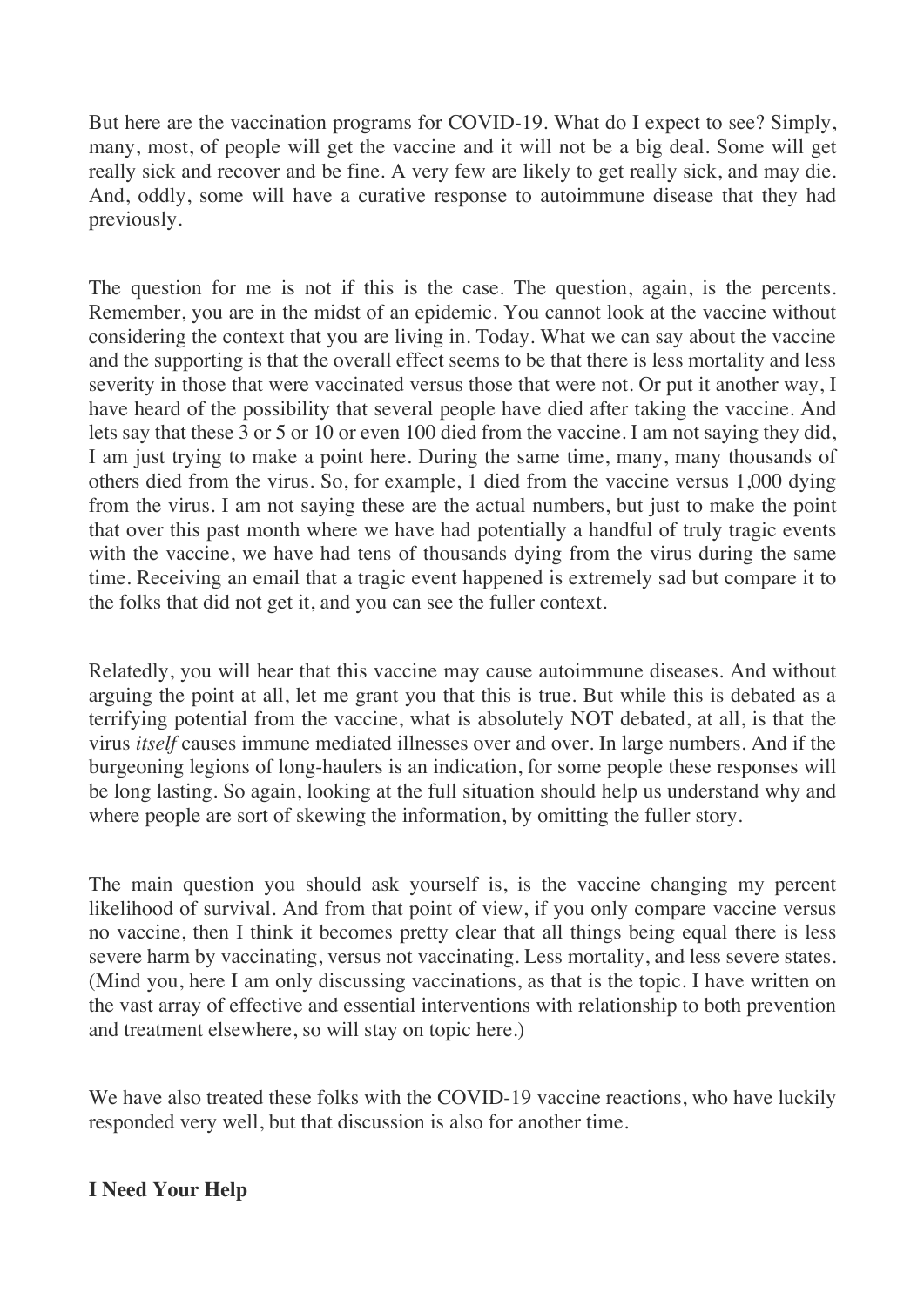But here are the vaccination programs for COVID-19. What do I expect to see? Simply, many, most, of people will get the vaccine and it will not be a big deal. Some will get really sick and recover and be fine. A very few are likely to get really sick, and may die. And, oddly, some will have a curative response to autoimmune disease that they had previously.

The question for me is not if this is the case. The question, again, is the percents. Remember, you are in the midst of an epidemic. You cannot look at the vaccine without considering the context that you are living in. Today. What we can say about the vaccine and the supporting is that the overall effect seems to be that there is less mortality and less severity in those that were vaccinated versus those that were not. Or put it another way, I have heard of the possibility that several people have died after taking the vaccine. And lets say that these 3 or 5 or 10 or even 100 died from the vaccine. I am not saying they did, I am just trying to make a point here. During the same time, many, many thousands of others died from the virus. So, for example, 1 died from the vaccine versus 1,000 dying from the virus. I am not saying these are the actual numbers, but just to make the point that over this past month where we have had potentially a handful of truly tragic events with the vaccine, we have had tens of thousands dying from the virus during the same time. Receiving an email that a tragic event happened is extremely sad but compare it to the folks that did not get it, and you can see the fuller context.

Relatedly, you will hear that this vaccine may cause autoimmune diseases. And without arguing the point at all, let me grant you that this is true. But while this is debated as a terrifying potential from the vaccine, what is absolutely NOT debated, at all, is that the virus *itself* causes immune mediated illnesses over and over. In large numbers. And if the burgeoning legions of long-haulers is an indication, for some people these responses will be long lasting. So again, looking at the full situation should help us understand why and where people are sort of skewing the information, by omitting the fuller story.

The main question you should ask yourself is, is the vaccine changing my percent likelihood of survival. And from that point of view, if you only compare vaccine versus no vaccine, then I think it becomes pretty clear that all things being equal there is less severe harm by vaccinating, versus not vaccinating. Less mortality, and less severe states. (Mind you, here I am only discussing vaccinations, as that is the topic. I have written on the vast array of effective and essential interventions with relationship to both prevention and treatment elsewhere, so will stay on topic here.)

We have also treated these folks with the COVID-19 vaccine reactions, who have luckily responded very well, but that discussion is also for another time.

**I Need Your Help**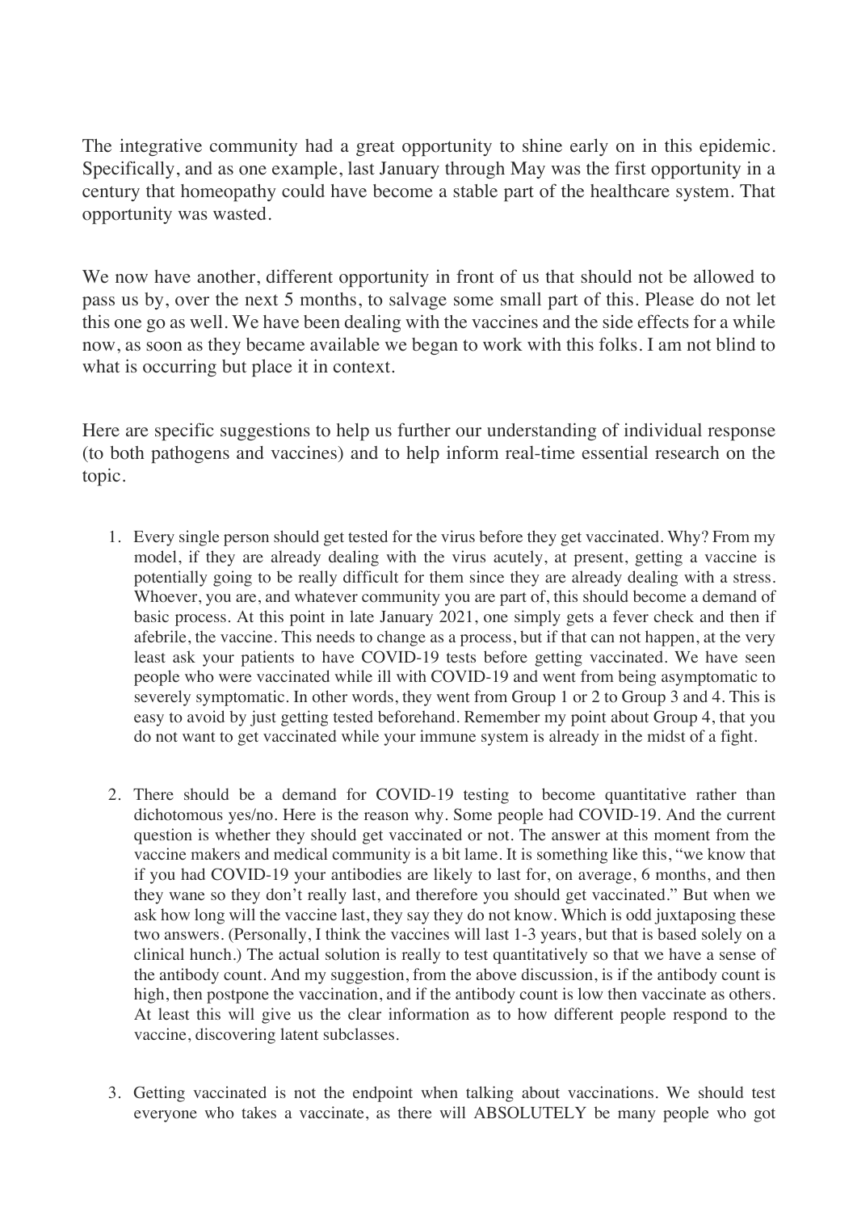The integrative community had a great opportunity to shine early on in this epidemic. Specifically, and as one example, last January through May was the first opportunity in a century that homeopathy could have become a stable part of the healthcare system. That opportunity was wasted.

We now have another, different opportunity in front of us that should not be allowed to pass us by, over the next 5 months, to salvage some small part of this. Please do not let this one go as well. We have been dealing with the vaccines and the side effects for a while now, as soon as they became available we began to work with this folks. I am not blind to what is occurring but place it in context.

Here are specific suggestions to help us further our understanding of individual response (to both pathogens and vaccines) and to help inform real-time essential research on the topic.

1. Every single person should get tested for the virus before they get vaccinated. Why? From my model, if they are already dealing with the virus acutely, at present, getting a vaccine is potentially going to be really difficult for them since they are already dealing with a stress. Whoever, you are, and whatever community you are part of, this should become a demand of basic process. At this point in late January 2021, one simply gets a fever check and then if afebrile, the vaccine. This needs to change as a process, but if that can not happen, at the very least ask your patients to have COVID-19 tests before getting vaccinated. We have seen people who were vaccinated while ill with COVID-19 and went from being asymptomatic to severely symptomatic. In other words, they went from Group 1 or 2 to Group 3 and 4. This is easy to avoid by just getting tested beforehand. Remember my point about Group 4, that you do not want to get vaccinated while your immune system is already in the midst of a fight.

2. There should be a demand for COVID-19 testing to become quantitative rather than dichotomous yes/no. Here is the reason why. Some people had COVID-19. And the current question is whether they should get vaccinated or not. The answer at this moment from the vaccine makers and medical community is a bit lame. It is something like this, "we know that if you had COVID-19 your antibodies are likely to last for, on average, 6 months, and then they wane so they don't really last, and therefore you should get vaccinated." But when we ask how long will the vaccine last, they say they do not know. Which is odd juxtaposing these two answers. (Personally, I think the vaccines will last 1-3 years, but that is based solely on a clinical hunch.) The actual solution is really to test quantitatively so that we have a sense of the antibody count. And my suggestion, from the above discussion, is if the antibody count is high, then postpone the vaccination, and if the antibody count is low then vaccinate as others. At least this will give us the clear information as to how different people respond to the vaccine, discovering latent subclasses.

3. Getting vaccinated is not the endpoint when talking about vaccinations. We should test everyone who takes a vaccinate, as there will ABSOLUTELY be many people who got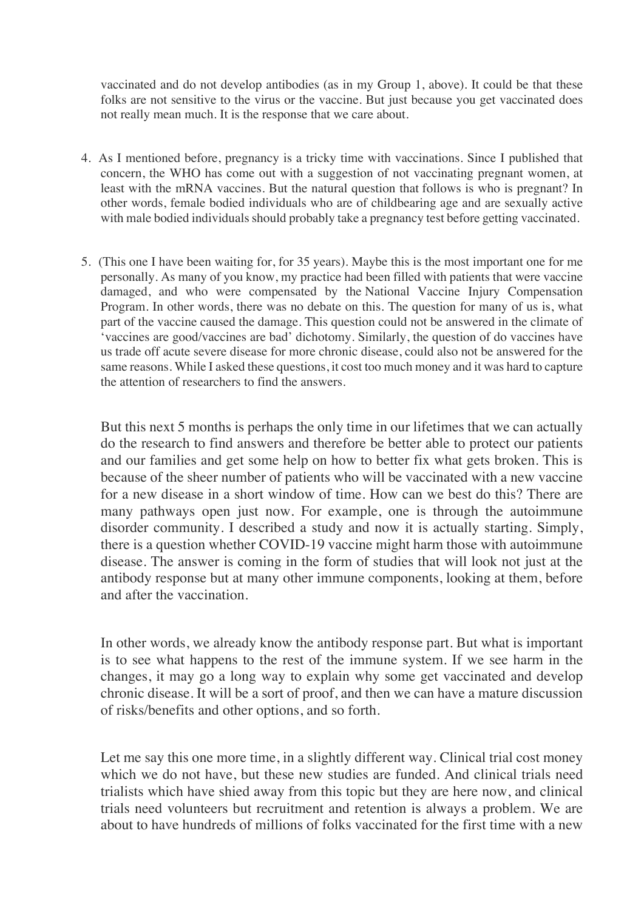vaccinated and do not develop antibodies (as in my Group 1, above). It could be that these folks are not sensitive to the virus or the vaccine. But just because you get vaccinated does not really mean much. It is the response that we care about.

4. As I mentioned before, pregnancy is a tricky time with vaccinations. Since I published that concern, the WHO has come out with a suggestion of not vaccinating pregnant women, at least with the mRNA vaccines. But the natural question that follows is who is pregnant? In other words, female bodied individuals who are of childbearing age and are sexually active with male bodied individuals should probably take a pregnancy test before getting vaccinated.

5. (This one I have been waiting for, for 35 years). Maybe this is the most important one for me personally. As many of you know, my practice had been filled with patients that were vaccine damaged, and who were compensated by the National Vaccine Injury Compensation Program. In other words, there was no debate on this. The question for many of us is, what part of the vaccine caused the damage. This question could not be answered in the climate of 'vaccines are good/vaccines are bad' dichotomy. Similarly, the question of do vaccines have us trade off acute severe disease for more chronic disease, could also not be answered for the same reasons. While I asked these questions, it cost too much money and it was hard to capture the attention of researchers to find the answers.

   But this next 5 months is perhaps the only time in our lifetimes that we can actually do the research to find answers and therefore be better able to protect our patients and our families and get some help on how to better fix what gets broken. This is because of the sheer number of patients who will be vaccinated with a new vaccine for a new disease in a short window of time. How can we best do this? There are many pathways open just now. For example, one is through the autoimmune disorder community. I described a study and now it is actually starting. Simply, there is a question whether COVID-19 vaccine might harm those with autoimmune disease. The answer is coming in the form of studies that will look not just at the antibody response but at many other immune components, looking at them, before and after the vaccination.

   In other words, we already know the antibody response part. But what is important is to see what happens to the rest of the immune system. If we see harm in the changes, it may go a long way to explain why some get vaccinated and develop chronic disease. It will be a sort of proof, and then we can have a mature discussion of risks/benefits and other options, and so forth.

   Let me say this one more time, in a slightly different way. Clinical trial cost money which we do not have, but these new studies are funded. And clinical trials need trialists which have shied away from this topic but they are here now, and clinical trials need volunteers but recruitment and retention is always a problem. We are about to have hundreds of millions of folks vaccinated for the first time with a new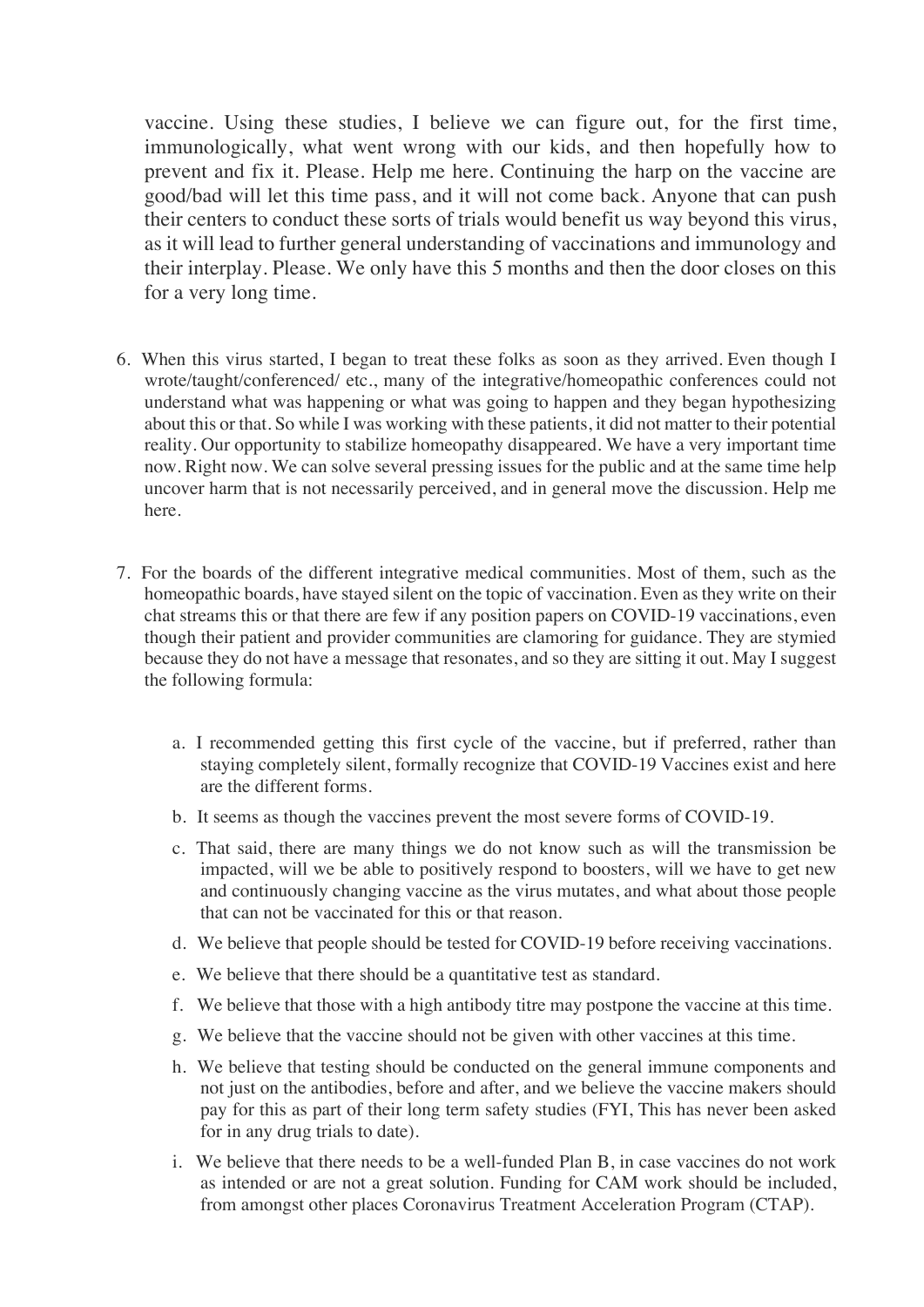vaccine. Using these studies, I believe we can figure out, for the first time, immunologically, what went wrong with our kids, and then hopefully how to prevent and fix it. Please. Help me here. Continuing the harp on the vaccine are good/bad will let this time pass, and it will not come back. Anyone that can push their centers to conduct these sorts of trials would benefit us way beyond this virus, as it will lead to further general understanding of vaccinations and immunology and their interplay. Please. We only have this 5 months and then the door closes on this for a very long time.

6. When this virus started, I began to treat these folks as soon as they arrived. Even though I wrote/taught/conferenced/ etc., many of the integrative/homeopathic conferences could not understand what was happening or what was going to happen and they began hypothesizing about this or that. So while I was working with these patients, it did not matter to their potential reality. Our opportunity to stabilize homeopathy disappeared. We have a very important time now. Right now. We can solve several pressing issues for the public and at the same time help uncover harm that is not necessarily perceived, and in general move the discussion. Help me here.

7. For the boards of the different integrative medical communities. Most of them, such as the homeopathic boards, have stayed silent on the topic of vaccination. Even as they write on their chat streams this or that there are few if any position papers on COVID-19 vaccinations, even though their patient and provider communities are clamoring for guidance. They are stymied because they do not have a message that resonates, and so they are sitting it out. May I suggest the following formula:

    a. I recommended getting this first cycle of the vaccine, but if preferred, rather than staying completely silent, formally recognize that COVID-19 Vaccines exist and here are the different forms.
    b. It seems as though the vaccines prevent the most severe forms of COVID-19.
    c. That said, there are many things we do not know such as will the transmission be impacted, will we be able to positively respond to boosters, will we have to get new and continuously changing vaccine as the virus mutates, and what about those people that can not be vaccinated for this or that reason.
    d. We believe that people should be tested for COVID-19 before receiving vaccinations.
    e. We believe that there should be a quantitative test as standard.
    f. We believe that those with a high antibody titre may postpone the vaccine at this time.
    g. We believe that the vaccine should not be given with other vaccines at this time.
    h. We believe that testing should be conducted on the general immune components and not just on the antibodies, before and after, and we believe the vaccine makers should pay for this as part of their long term safety studies (FYI, This has never been asked for in any drug trials to date).
    i. We believe that there needs to be a well-funded Plan B, in case vaccines do not work as intended or are not a great solution. Funding for CAM work should be included, from amongst other places Coronavirus Treatment Acceleration Program (CTAP).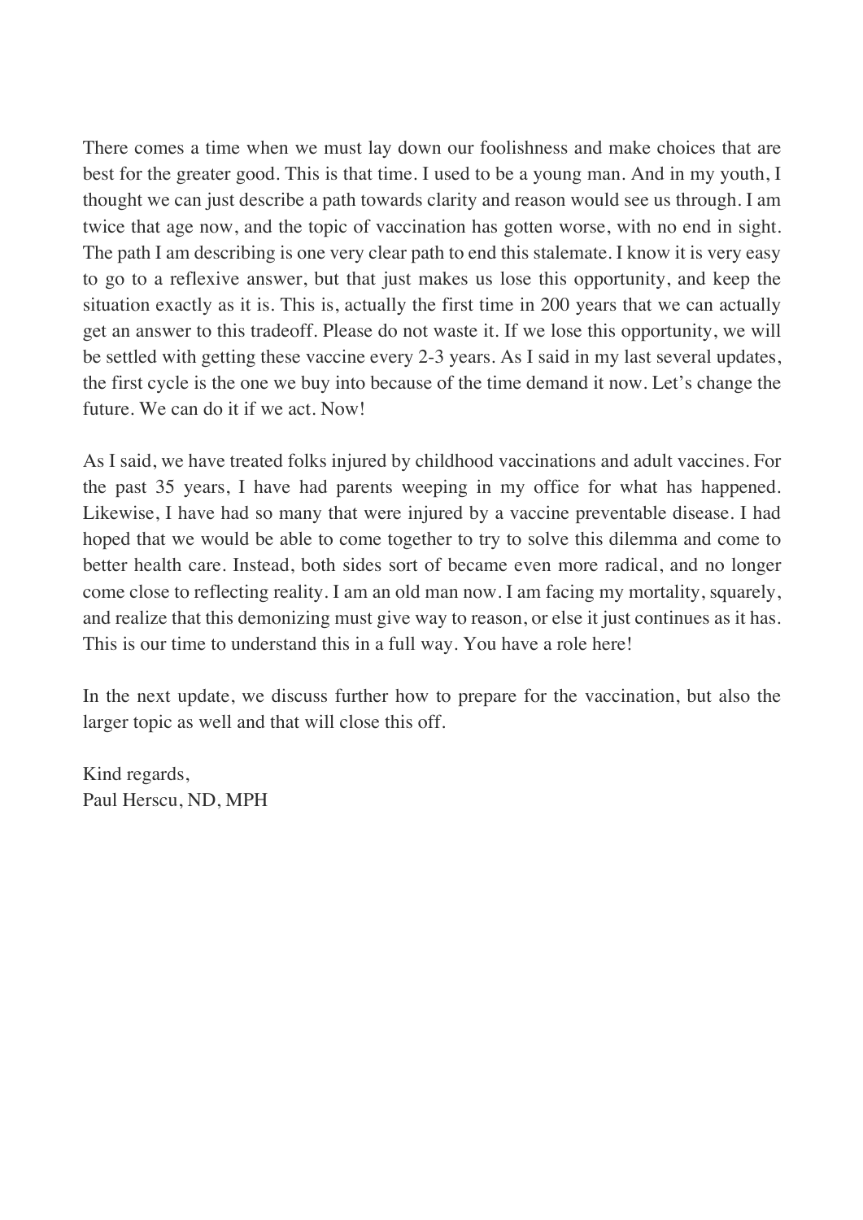There comes a time when we must lay down our foolishness and make choices that are best for the greater good. This is that time. I used to be a young man. And in my youth, I thought we can just describe a path towards clarity and reason would see us through. I am twice that age now, and the topic of vaccination has gotten worse, with no end in sight. The path I am describing is one very clear path to end this stalemate. I know it is very easy to go to a reflexive answer, but that just makes us lose this opportunity, and keep the situation exactly as it is. This is, actually the first time in 200 years that we can actually get an answer to this tradeoff. Please do not waste it. If we lose this opportunity, we will be settled with getting these vaccine every 2-3 years. As I said in my last several updates, the first cycle is the one we buy into because of the time demand it now. Let's change the future. We can do it if we act. Now!

As I said, we have treated folks injured by childhood vaccinations and adult vaccines. For the past 35 years, I have had parents weeping in my office for what has happened. Likewise, I have had so many that were injured by a vaccine preventable disease. I had hoped that we would be able to come together to try to solve this dilemma and come to better health care. Instead, both sides sort of became even more radical, and no longer come close to reflecting reality. I am an old man now. I am facing my mortality, squarely, and realize that this demonizing must give way to reason, or else it just continues as it has. This is our time to understand this in a full way. You have a role here!

In the next update, we discuss further how to prepare for the vaccination, but also the larger topic as well and that will close this off.

Kind regards,
Paul Herscu, ND, MPH